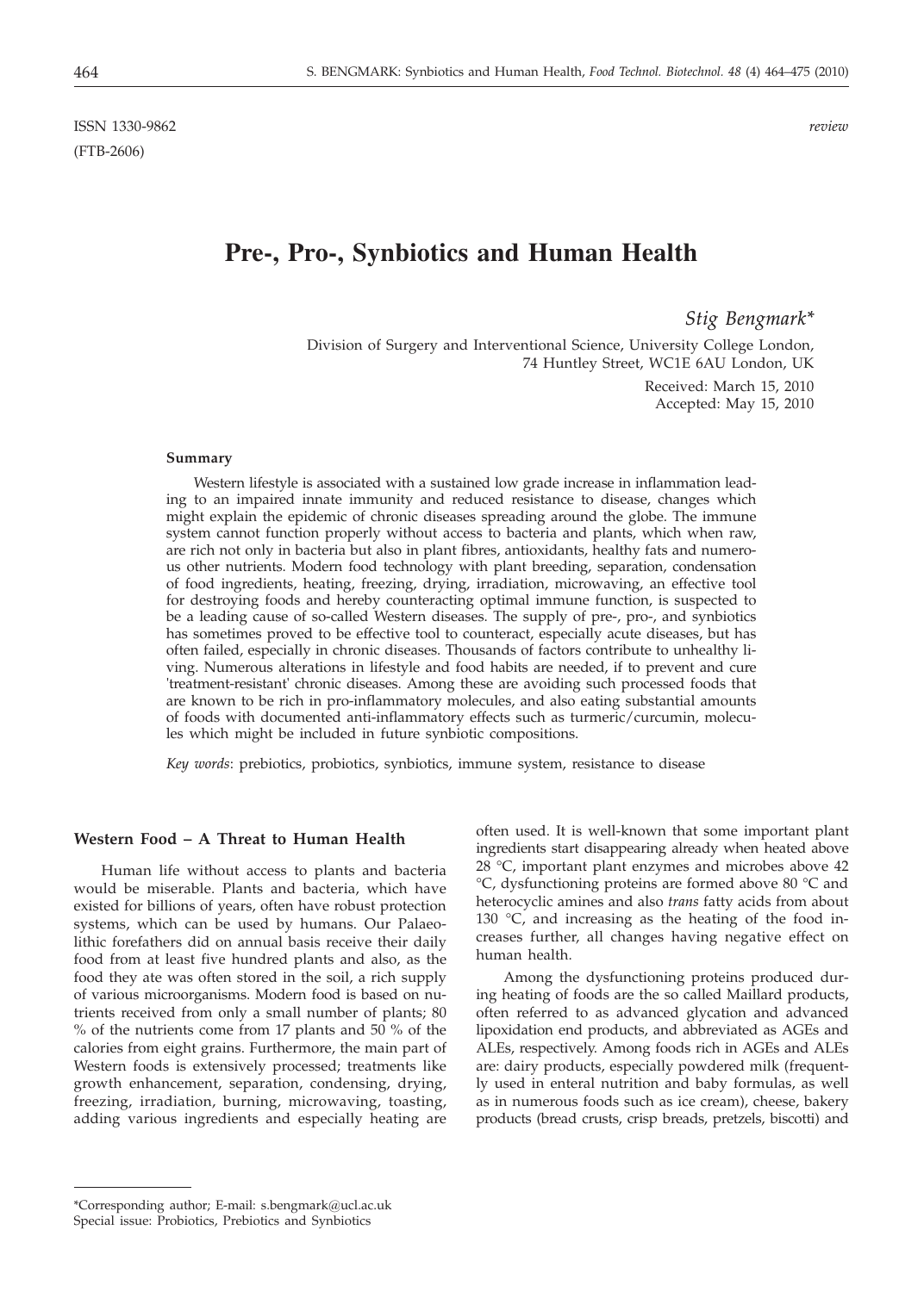ISSN 1330-9862 *review*
(FTB-2606)

# Pre-, Pro-, Synbiotics and Human Health

*Stig Bengmark**

Division of Surgery and Interventional Science, University College London, 74 Huntley Street, WC1E 6AU London, UK

Received: March 15, 2010
Accepted: May 15, 2010

#### Summary

Western lifestyle is associated with a sustained low grade increase in inflammation leading to an impaired innate immunity and reduced resistance to disease, changes which might explain the epidemic of chronic diseases spreading around the globe. The immune system cannot function properly without access to bacteria and plants, which when raw, are rich not only in bacteria but also in plant fibres, antioxidants, healthy fats and numerous other nutrients. Modern food technology with plant breeding, separation, condensation of food ingredients, heating, freezing, drying, irradiation, microwaving, an effective tool for destroying foods and hereby counteracting optimal immune function, is suspected to be a leading cause of so-called Western diseases. The supply of pre-, pro-, and synbiotics has sometimes proved to be effective tool to counteract, especially acute diseases, but has often failed, especially in chronic diseases. Thousands of factors contribute to unhealthy living. Numerous alterations in lifestyle and food habits are needed, if to prevent and cure 'treatment-resistant' chronic diseases. Among these are avoiding such processed foods that are known to be rich in pro-inflammatory molecules, and also eating substantial amounts of foods with documented anti-inflammatory effects such as turmeric/curcumin, molecules which might be included in future synbiotic compositions.

*Key words*: prebiotics, probiotics, synbiotics, immune system, resistance to disease

## Western Food – A Threat to Human Health

Human life without access to plants and bacteria would be miserable. Plants and bacteria, which have existed for billions of years, often have robust protection systems, which can be used by humans. Our Palaeolithic forefathers did on annual basis receive their daily food from at least five hundred plants and also, as the food they ate was often stored in the soil, a rich supply of various microorganisms. Modern food is based on nutrients received from only a small number of plants; 80 % of the nutrients come from 17 plants and 50 % of the calories from eight grains. Furthermore, the main part of Western foods is extensively processed; treatments like growth enhancement, separation, condensing, drying, freezing, irradiation, burning, microwaving, toasting, adding various ingredients and especially heating are often used. It is well-known that some important plant ingredients start disappearing already when heated above 28 °C, important plant enzymes and microbes above 42 °C, dysfunctioning proteins are formed above 80 °C and heterocyclic amines and also *trans* fatty acids from about 130 °C, and increasing as the heating of the food increases further, all changes having negative effect on human health.

Among the dysfunctioning proteins produced during heating of foods are the so called Maillard products, often referred to as advanced glycation and advanced lipoxidation end products, and abbreviated as AGEs and ALEs, respectively. Among foods rich in AGEs and ALEs are: dairy products, especially powdered milk (frequently used in enteral nutrition and baby formulas, as well as in numerous foods such as ice cream), cheese, bakery products (bread crusts, crisp breads, pretzels, biscotti) and

---

*Corresponding author; E-mail: s.bengmark@ucl.ac.uk
Special issue: Probiotics, Prebiotics and Synbiotics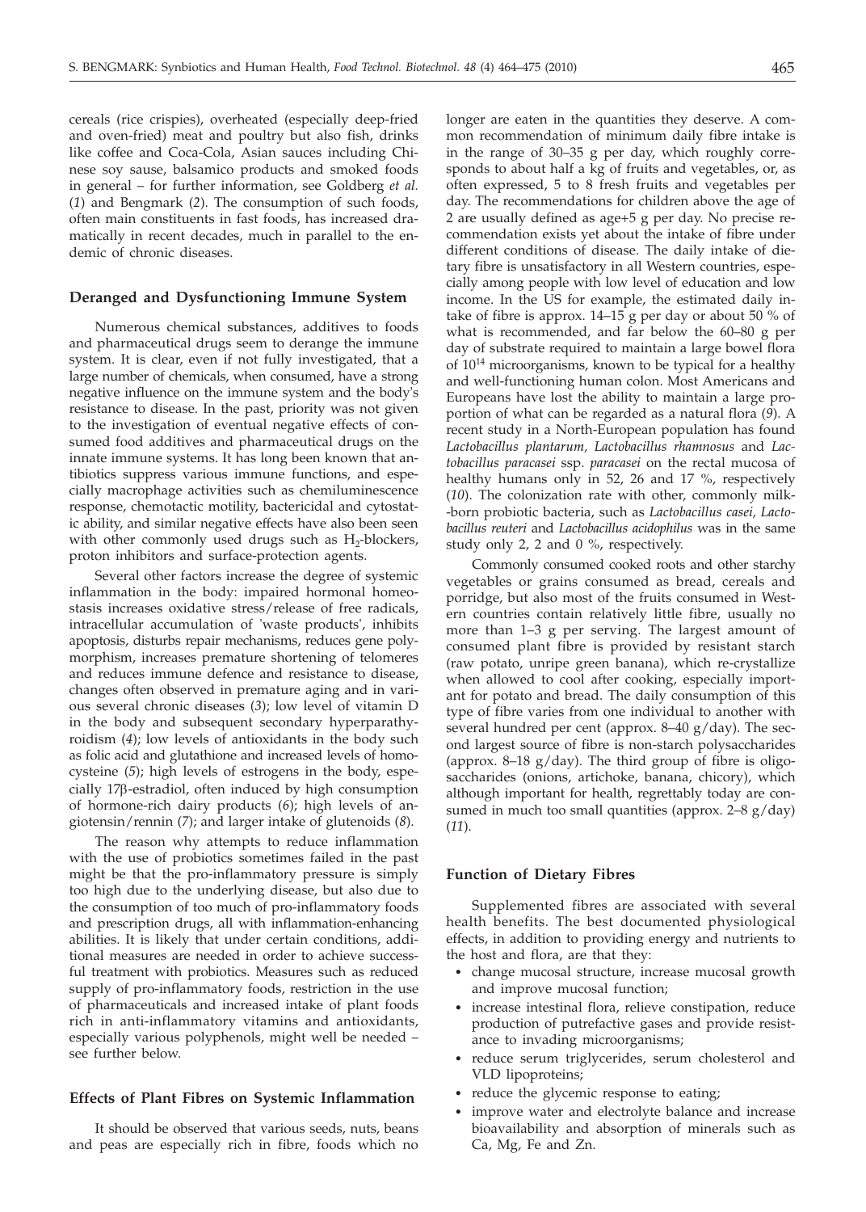cereals (rice crispies), overheated (especially deep-fried and oven-fried) meat and poultry but also fish, drinks like coffee and Coca-Cola, Asian sauces including Chinese soy sause, balsamico products and smoked foods in general – for further information, see Goldberg *et al.* (*1*) and Bengmark (*2*). The consumption of such foods, often main constituents in fast foods, has increased dramatically in recent decades, much in parallel to the endemic of chronic diseases.

## Deranged and Dysfunctioning Immune System

Numerous chemical substances, additives to foods and pharmaceutical drugs seem to derange the immune system. It is clear, even if not fully investigated, that a large number of chemicals, when consumed, have a strong negative influence on the immune system and the body's resistance to disease. In the past, priority was not given to the investigation of eventual negative effects of consumed food additives and pharmaceutical drugs on the innate immune systems. It has long been known that antibiotics suppress various immune functions, and especially macrophage activities such as chemiluminescence response, chemotactic motility, bactericidal and cytostatic ability, and similar negative effects have also been seen with other commonly used drugs such as $H_2$-blockers, proton inhibitors and surface-protection agents.

Several other factors increase the degree of systemic inflammation in the body: impaired hormonal homeostasis increases oxidative stress/release of free radicals, intracellular accumulation of 'waste products', inhibits apoptosis, disturbs repair mechanisms, reduces gene polymorphism, increases premature shortening of telomeres and reduces immune defence and resistance to disease, changes often observed in premature aging and in various several chronic diseases (*3*); low level of vitamin D in the body and subsequent secondary hyperparathyroidism (*4*); low levels of antioxidants in the body such as folic acid and glutathione and increased levels of homocysteine (*5*); high levels of estrogens in the body, especially 17β-estradiol, often induced by high consumption of hormone-rich dairy products (*6*); high levels of angiotensin/rennin (*7*); and larger intake of glutenoids (*8*).

The reason why attempts to reduce inflammation with the use of probiotics sometimes failed in the past might be that the pro-inflammatory pressure is simply too high due to the underlying disease, but also due to the consumption of too much of pro-inflammatory foods and prescription drugs, all with inflammation-enhancing abilities. It is likely that under certain conditions, additional measures are needed in order to achieve successful treatment with probiotics. Measures such as reduced supply of pro-inflammatory foods, restriction in the use of pharmaceuticals and increased intake of plant foods rich in anti-inflammatory vitamins and antioxidants, especially various polyphenols, might well be needed – see further below.

## Effects of Plant Fibres on Systemic Inflammation

It should be observed that various seeds, nuts, beans and peas are especially rich in fibre, foods which no longer are eaten in the quantities they deserve. A common recommendation of minimum daily fibre intake is in the range of 30–35 g per day, which roughly corresponds to about half a kg of fruits and vegetables, or, as often expressed, 5 to 8 fresh fruits and vegetables per day. The recommendations for children above the age of 2 are usually defined as age+5 g per day. No precise recommendation exists yet about the intake of fibre under different conditions of disease. The daily intake of dietary fibre is unsatisfactory in all Western countries, especially among people with low level of education and low income. In the US for example, the estimated daily intake of fibre is approx. 14–15 g per day or about 50 % of what is recommended, and far below the 60–80 g per day of substrate required to maintain a large bowel flora of $10^{14}$ microorganisms, known to be typical for a healthy and well-functioning human colon. Most Americans and Europeans have lost the ability to maintain a large proportion of what can be regarded as a natural flora (*9*). A recent study in a North-European population has found *Lactobacillus plantarum*, *Lactobacillus rhamnosus* and *Lactobacillus paracasei* ssp. *paracasei* on the rectal mucosa of healthy humans only in 52, 26 and 17 %, respectively (*10*). The colonization rate with other, commonly milk-born probiotic bacteria, such as *Lactobacillus casei*, *Lactobacillus reuteri* and *Lactobacillus acidophilus* was in the same study only 2, 2 and 0 %, respectively.

Commonly consumed cooked roots and other starchy vegetables or grains consumed as bread, cereals and porridge, but also most of the fruits consumed in Western countries contain relatively little fibre, usually no more than 1–3 g per serving. The largest amount of consumed plant fibre is provided by resistant starch (raw potato, unripe green banana), which re-crystallize when allowed to cool after cooking, especially important for potato and bread. The daily consumption of this type of fibre varies from one individual to another with several hundred per cent (approx. 8–40 g/day). The second largest source of fibre is non-starch polysaccharides (approx. 8–18 g/day). The third group of fibre is oligosaccharides (onions, artichoke, banana, chicory), which although important for health, regrettably today are consumed in much too small quantities (approx. 2–8 g/day) (*11*).

## Function of Dietary Fibres

Supplemented fibres are associated with several health benefits. The best documented physiological effects, in addition to providing energy and nutrients to the host and flora, are that they:

- change mucosal structure, increase mucosal growth and improve mucosal function;
- increase intestinal flora, relieve constipation, reduce production of putrefactive gases and provide resistance to invading microorganisms;
- reduce serum triglycerides, serum cholesterol and VLD lipoproteins;
- reduce the glycemic response to eating;
- improve water and electrolyte balance and increase bioavailability and absorption of minerals such as Ca, Mg, Fe and Zn.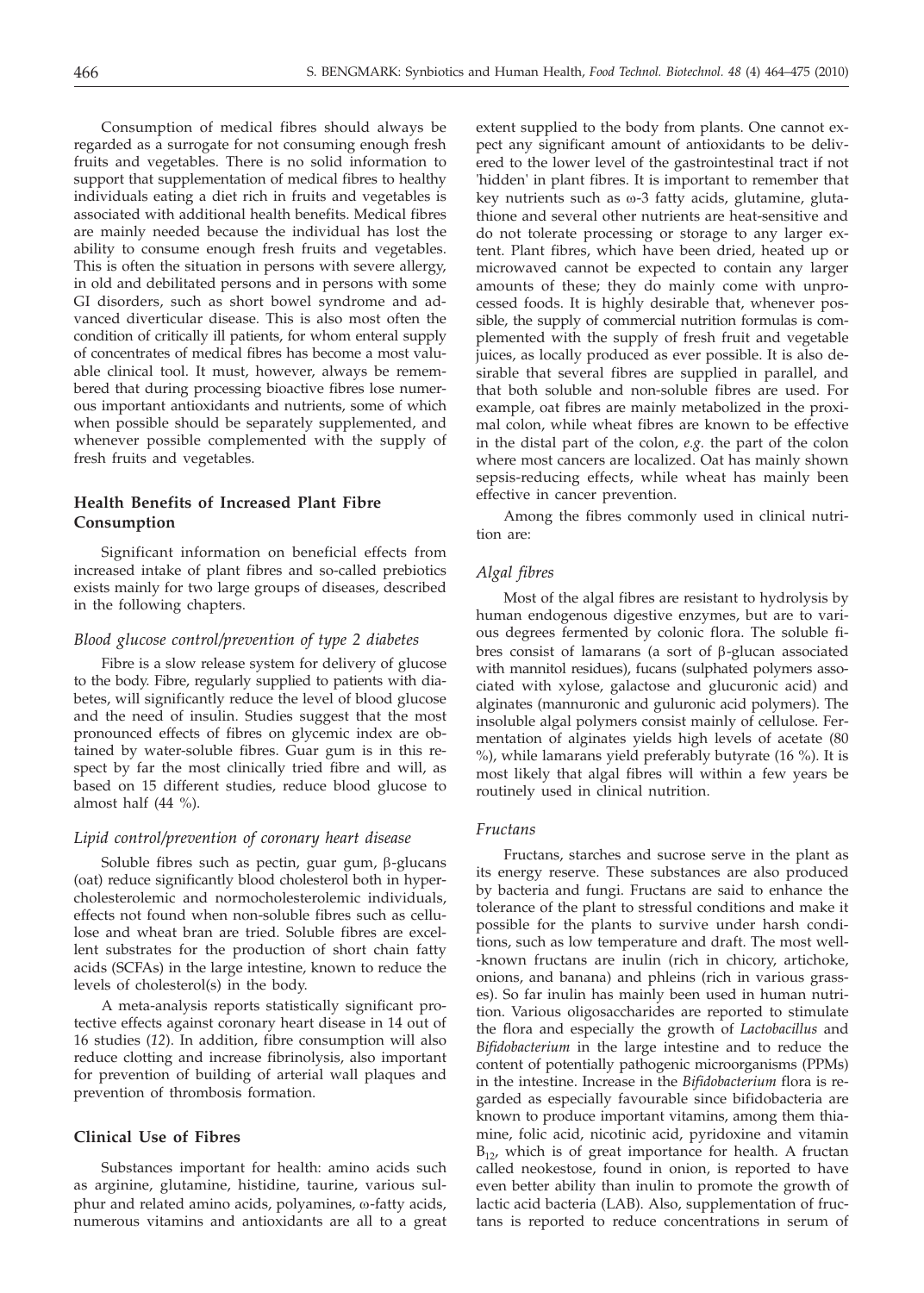Consumption of medical fibres should always be regarded as a surrogate for not consuming enough fresh fruits and vegetables. There is no solid information to support that supplementation of medical fibres to healthy individuals eating a diet rich in fruits and vegetables is associated with additional health benefits. Medical fibres are mainly needed because the individual has lost the ability to consume enough fresh fruits and vegetables. This is often the situation in persons with severe allergy, in old and debilitated persons and in persons with some GI disorders, such as short bowel syndrome and advanced diverticular disease. This is also most often the condition of critically ill patients, for whom enteral supply of concentrates of medical fibres has become a most valuable clinical tool. It must, however, always be remembered that during processing bioactive fibres lose numerous important antioxidants and nutrients, some of which when possible should be separately supplemented, and whenever possible complemented with the supply of fresh fruits and vegetables.

## Health Benefits of Increased Plant Fibre Consumption

Significant information on beneficial effects from increased intake of plant fibres and so-called prebiotics exists mainly for two large groups of diseases, described in the following chapters.

### *Blood glucose control/prevention of type 2 diabetes*

Fibre is a slow release system for delivery of glucose to the body. Fibre, regularly supplied to patients with diabetes, will significantly reduce the level of blood glucose and the need of insulin. Studies suggest that the most pronounced effects of fibres on glycemic index are obtained by water-soluble fibres. Guar gum is in this respect by far the most clinically tried fibre and will, as based on 15 different studies, reduce blood glucose to almost half (44 %).

### *Lipid control/prevention of coronary heart disease*

Soluble fibres such as pectin, guar gum, β-glucans (oat) reduce significantly blood cholesterol both in hypercholesterolemic and normocholesterolemic individuals, effects not found when non-soluble fibres such as cellulose and wheat bran are tried. Soluble fibres are excellent substrates for the production of short chain fatty acids (SCFAs) in the large intestine, known to reduce the levels of cholesterol(s) in the body.

A meta-analysis reports statistically significant protective effects against coronary heart disease in 14 out of 16 studies (*12*). In addition, fibre consumption will also reduce clotting and increase fibrinolysis, also important for prevention of building of arterial wall plaques and prevention of thrombosis formation.

## Clinical Use of Fibres

Substances important for health: amino acids such as arginine, glutamine, histidine, taurine, various sulphur and related amino acids, polyamines, ω-fatty acids, numerous vitamins and antioxidants are all to a great extent supplied to the body from plants. One cannot expect any significant amount of antioxidants to be delivered to the lower level of the gastrointestinal tract if not 'hidden' in plant fibres. It is important to remember that key nutrients such as ω-3 fatty acids, glutamine, glutathione and several other nutrients are heat-sensitive and do not tolerate processing or storage to any larger extent. Plant fibres, which have been dried, heated up or microwaved cannot be expected to contain any larger amounts of these; they do mainly come with unprocessed foods. It is highly desirable that, whenever possible, the supply of commercial nutrition formulas is complemented with the supply of fresh fruit and vegetable juices, as locally produced as ever possible. It is also desirable that several fibres are supplied in parallel, and that both soluble and non-soluble fibres are used. For example, oat fibres are mainly metabolized in the proximal colon, while wheat fibres are known to be effective in the distal part of the colon, *e.g.* the part of the colon where most cancers are localized. Oat has mainly shown sepsis-reducing effects, while wheat has mainly been effective in cancer prevention.

Among the fibres commonly used in clinical nutrition are:

### *Algal fibres*

Most of the algal fibres are resistant to hydrolysis by human endogenous digestive enzymes, but are to various degrees fermented by colonic flora. The soluble fibres consist of lamarans (a sort of β-glucan associated with mannitol residues), fucans (sulphated polymers associated with xylose, galactose and glucuronic acid) and alginates (mannuronic and guluronic acid polymers). The insoluble algal polymers consist mainly of cellulose. Fermentation of alginates yields high levels of acetate (80 %), while lamarans yield preferably butyrate (16 %). It is most likely that algal fibres will within a few years be routinely used in clinical nutrition.

### *Fructans*

Fructans, starches and sucrose serve in the plant as its energy reserve. These substances are also produced by bacteria and fungi. Fructans are said to enhance the tolerance of the plant to stressful conditions and make it possible for the plants to survive under harsh conditions, such as low temperature and draft. The most well-known fructans are inulin (rich in chicory, artichoke, onions, and banana) and phleins (rich in various grasses). So far inulin has mainly been used in human nutrition. Various oligosaccharides are reported to stimulate the flora and especially the growth of *Lactobacillus* and *Bifidobacterium* in the large intestine and to reduce the content of potentially pathogenic microorganisms (PPMs) in the intestine. Increase in the *Bifidobacterium* flora is regarded as especially favourable since bifidobacteria are known to produce important vitamins, among them thiamine, folic acid, nicotinic acid, pyridoxine and vitamin $B_{12}$, which is of great importance for health. A fructan called neokestose, found in onion, is reported to have even better ability than inulin to promote the growth of lactic acid bacteria (LAB). Also, supplementation of fructans is reported to reduce concentrations in serum of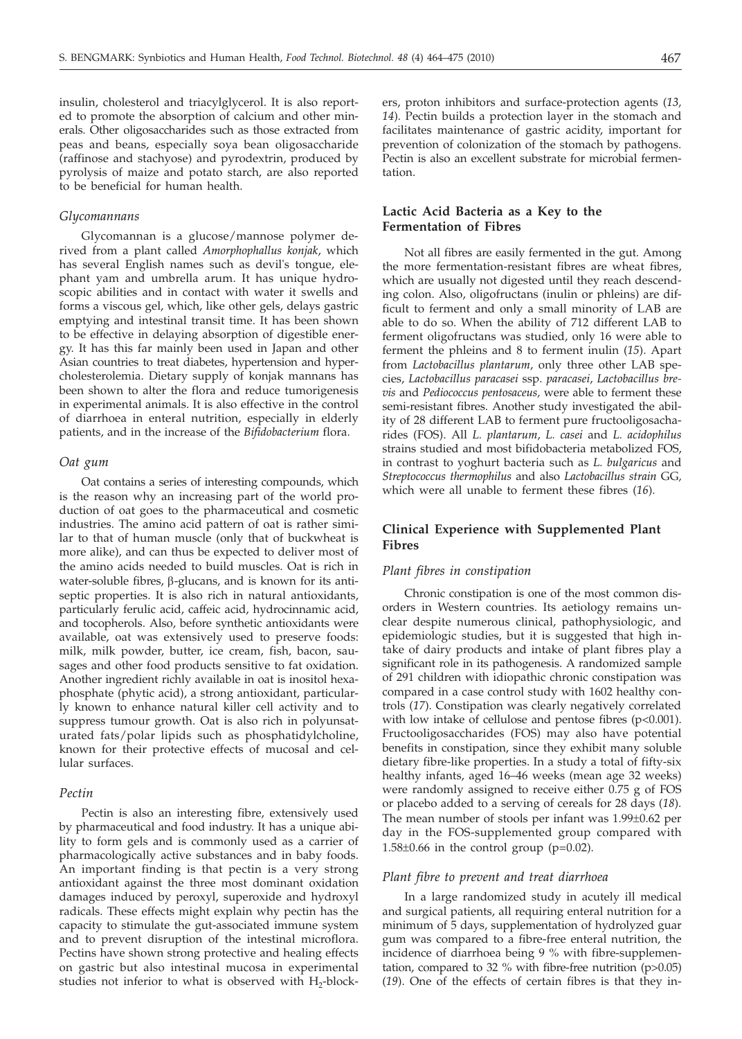insulin, cholesterol and triacylglycerol. It is also reported to promote the absorption of calcium and other minerals. Other oligosaccharides such as those extracted from peas and beans, especially soya bean oligosaccharide (raffinose and stachyose) and pyrodextrin, produced by pyrolysis of maize and potato starch, are also reported to be beneficial for human health.

#### *Glycomannans*

Glycomannan is a glucose/mannose polymer derived from a plant called *Amorphophallus konjak*, which has several English names such as devil's tongue, elephant yam and umbrella arum. It has unique hydroscopic abilities and in contact with water it swells and forms a viscous gel, which, like other gels, delays gastric emptying and intestinal transit time. It has been shown to be effective in delaying absorption of digestible energy. It has this far mainly been used in Japan and other Asian countries to treat diabetes, hypertension and hypercholesterolemia. Dietary supply of konjak mannans has been shown to alter the flora and reduce tumorigenesis in experimental animals. It is also effective in the control of diarrhoea in enteral nutrition, especially in elderly patients, and in the increase of the *Bifidobacterium* flora.

#### *Oat gum*

Oat contains a series of interesting compounds, which is the reason why an increasing part of the world production of oat goes to the pharmaceutical and cosmetic industries. The amino acid pattern of oat is rather similar to that of human muscle (only that of buckwheat is more alike), and can thus be expected to deliver most of the amino acids needed to build muscles. Oat is rich in water-soluble fibres, β-glucans, and is known for its antiseptic properties. It is also rich in natural antioxidants, particularly ferulic acid, caffeic acid, hydrocinnamic acid, and tocopherols. Also, before synthetic antioxidants were available, oat was extensively used to preserve foods: milk, milk powder, butter, ice cream, fish, bacon, sausages and other food products sensitive to fat oxidation. Another ingredient richly available in oat is inositol hexaphosphate (phytic acid), a strong antioxidant, particularly known to enhance natural killer cell activity and to suppress tumour growth. Oat is also rich in polyunsaturated fats/polar lipids such as phosphatidylcholine, known for their protective effects of mucosal and cellular surfaces.

#### *Pectin*

Pectin is also an interesting fibre, extensively used by pharmaceutical and food industry. It has a unique ability to form gels and is commonly used as a carrier of pharmacologically active substances and in baby foods. An important finding is that pectin is a very strong antioxidant against the three most dominant oxidation damages induced by peroxyl, superoxide and hydroxyl radicals. These effects might explain why pectin has the capacity to stimulate the gut-associated immune system and to prevent disruption of the intestinal microflora. Pectins have shown strong protective and healing effects on gastric but also intestinal mucosa in experimental studies not inferior to what is observed with $H_2$-blockers, proton inhibitors and surface-protection agents (*13*, *14*). Pectin builds a protection layer in the stomach and facilitates maintenance of gastric acidity, important for prevention of colonization of the stomach by pathogens. Pectin is also an excellent substrate for microbial fermentation.

## Lactic Acid Bacteria as a Key to the Fermentation of Fibres

Not all fibres are easily fermented in the gut. Among the more fermentation-resistant fibres are wheat fibres, which are usually not digested until they reach descending colon. Also, oligofructans (inulin or phleins) are difficult to ferment and only a small minority of LAB are able to do so. When the ability of 712 different LAB to ferment oligofructans was studied, only 16 were able to ferment the phleins and 8 to ferment inulin (*15*). Apart from *Lactobacillus plantarum*, only three other LAB species, *Lactobacillus paracasei* ssp. *paracasei*, *Lactobacillus brevis* and *Pediococcus pentosaceus*, were able to ferment these semi-resistant fibres. Another study investigated the ability of 28 different LAB to ferment pure fructooligosaccharides (FOS). All *L. plantarum*, *L. casei* and *L. acidophilus* strains studied and most bifidobacteria metabolized FOS, in contrast to yoghurt bacteria such as *L. bulgaricus* and *Streptococcus thermophilus* and also *Lactobacillus strain* GG, which were all unable to ferment these fibres (*16*).

## Clinical Experience with Supplemented Plant Fibres

#### *Plant fibres in constipation*

Chronic constipation is one of the most common disorders in Western countries. Its aetiology remains unclear despite numerous clinical, pathophysiologic, and epidemiologic studies, but it is suggested that high intake of dairy products and intake of plant fibres play a significant role in its pathogenesis. A randomized sample of 291 children with idiopathic chronic constipation was compared in a case control study with 1602 healthy controls (*17*). Constipation was clearly negatively correlated with low intake of cellulose and pentose fibres ($p<0.001$). Fructooligosaccharides (FOS) may also have potential benefits in constipation, since they exhibit many soluble dietary fibre-like properties. In a study a total of fifty-six healthy infants, aged 16–46 weeks (mean age 32 weeks) were randomly assigned to receive either 0.75 g of FOS or placebo added to a serving of cereals for 28 days (*18*). The mean number of stools per infant was $1.99 \pm 0.62$ per day in the FOS-supplemented group compared with $1.58 \pm 0.66$ in the control group ($p=0.02$).

#### *Plant fibre to prevent and treat diarrhoea*

In a large randomized study in acutely ill medical and surgical patients, all requiring enteral nutrition for a minimum of 5 days, supplementation of hydrolyzed guar gum was compared to a fibre-free enteral nutrition, the incidence of diarrhoea being 9 % with fibre-supplementation, compared to 32 % with fibre-free nutrition ($p>0.05$) (*19*). One of the effects of certain fibres is that they in-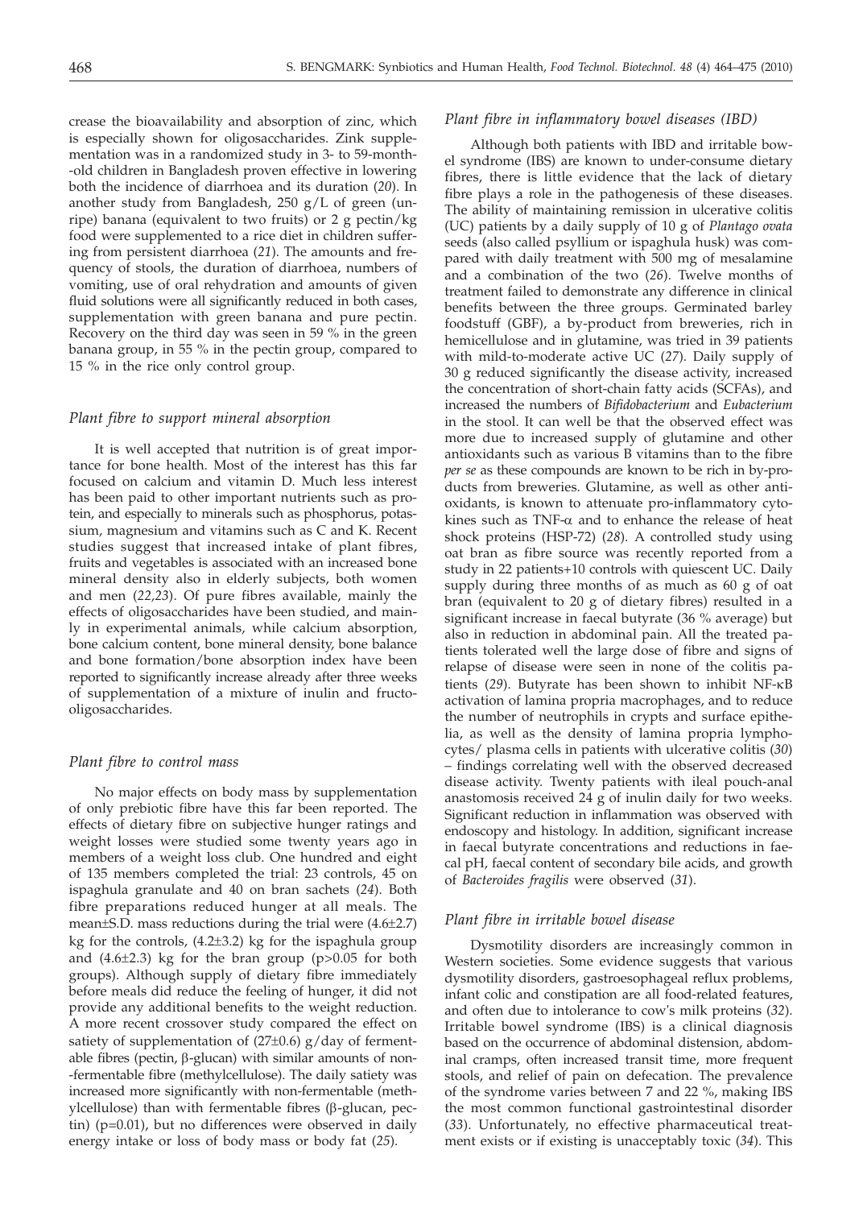crease the bioavailability and absorption of zinc, which is especially shown for oligosaccharides. Zink supplementation was in a randomized study in 3- to 59-month-old children in Bangladesh proven effective in lowering both the incidence of diarrhoea and its duration (*20*). In another study from Bangladesh, 250 g/L of green (unripe) banana (equivalent to two fruits) or 2 g pectin/kg food were supplemented to a rice diet in children suffering from persistent diarrhoea (*21*). The amounts and frequency of stools, the duration of diarrhoea, numbers of vomiting, use of oral rehydration and amounts of given fluid solutions were all significantly reduced in both cases, supplementation with green banana and pure pectin. Recovery on the third day was seen in 59 % in the green banana group, in 55 % in the pectin group, compared to 15 % in the rice only control group.

### *Plant fibre to support mineral absorption*

It is well accepted that nutrition is of great importance for bone health. Most of the interest has this far focused on calcium and vitamin D. Much less interest has been paid to other important nutrients such as protein, and especially to minerals such as phosphorus, potassium, magnesium and vitamins such as C and K. Recent studies suggest that increased intake of plant fibres, fruits and vegetables is associated with an increased bone mineral density also in elderly subjects, both women and men (*22,23*). Of pure fibres available, mainly the effects of oligosaccharides have been studied, and mainly in experimental animals, while calcium absorption, bone calcium content, bone mineral density, bone balance and bone formation/bone absorption index have been reported to significantly increase already after three weeks of supplementation of a mixture of inulin and fructooligosaccharides.

### *Plant fibre to control mass*

No major effects on body mass by supplementation of only prebiotic fibre have this far been reported. The effects of dietary fibre on subjective hunger ratings and weight losses were studied some twenty years ago in members of a weight loss club. One hundred and eight of 135 members completed the trial: 23 controls, 45 on ispaghula granulate and 40 on bran sachets (*24*). Both fibre preparations reduced hunger at all meals. The mean±S.D. mass reductions during the trial were (4.6±2.7) kg for the controls, (4.2±3.2) kg for the ispaghula group and (4.6±2.3) kg for the bran group ($p>0.05$ for both groups). Although supply of dietary fibre immediately before meals did reduce the feeling of hunger, it did not provide any additional benefits to the weight reduction. A more recent crossover study compared the effect on satiety of supplementation of (27±0.6) g/day of fermentable fibres (pectin, β-glucan) with similar amounts of non-fermentable fibre (methylcellulose). The daily satiety was increased more significantly with non-fermentable (methylcellulose) than with fermentable fibres (β-glucan, pectin) ($p=0.01$), but no differences were observed in daily energy intake or loss of body mass or body fat (*25*).

### *Plant fibre in inflammatory bowel diseases (IBD)*

Although both patients with IBD and irritable bowel syndrome (IBS) are known to under-consume dietary fibres, there is little evidence that the lack of dietary fibre plays a role in the pathogenesis of these diseases. The ability of maintaining remission in ulcerative colitis (UC) patients by a daily supply of 10 g of *Plantago ovata* seeds (also called psyllium or ispaghula husk) was compared with daily treatment with 500 mg of mesalamine and a combination of the two (*26*). Twelve months of treatment failed to demonstrate any difference in clinical benefits between the three groups. Germinated barley foodstuff (GBF), a by-product from breweries, rich in hemicellulose and in glutamine, was tried in 39 patients with mild-to-moderate active UC (*27*). Daily supply of 30 g reduced significantly the disease activity, increased the concentration of short-chain fatty acids (SCFAs), and increased the numbers of *Bifidobacterium* and *Eubacterium* in the stool. It can well be that the observed effect was more due to increased supply of glutamine and other antioxidants such as various B vitamins than to the fibre *per se* as these compounds are known to be rich in by-products from breweries. Glutamine, as well as other antioxidants, is known to attenuate pro-inflammatory cytokines such as TNF-α and to enhance the release of heat shock proteins (HSP-72) (*28*). A controlled study using oat bran as fibre source was recently reported from a study in 22 patients+10 controls with quiescent UC. Daily supply during three months of as much as 60 g of oat bran (equivalent to 20 g of dietary fibres) resulted in a significant increase in faecal butyrate (36 % average) but also in reduction in abdominal pain. All the treated patients tolerated well the large dose of fibre and signs of relapse of disease were seen in none of the colitis patients (*29*). Butyrate has been shown to inhibit NF-κB activation of lamina propria macrophages, and to reduce the number of neutrophils in crypts and surface epithelia, as well as the density of lamina propria lymphocytes/ plasma cells in patients with ulcerative colitis (*30*) – findings correlating well with the observed decreased disease activity. Twenty patients with ileal pouch-anal anastomosis received 24 g of inulin daily for two weeks. Significant reduction in inflammation was observed with endoscopy and histology. In addition, significant increase in faecal butyrate concentrations and reductions in faecal pH, faecal content of secondary bile acids, and growth of *Bacteroides fragilis* were observed (*31*).

### *Plant fibre in irritable bowel disease*

Dysmotility disorders are increasingly common in Western societies. Some evidence suggests that various dysmotility disorders, gastroesophageal reflux problems, infant colic and constipation are all food-related features, and often due to intolerance to cow's milk proteins (*32*). Irritable bowel syndrome (IBS) is a clinical diagnosis based on the occurrence of abdominal distension, abdominal cramps, often increased transit time, more frequent stools, and relief of pain on defecation. The prevalence of the syndrome varies between 7 and 22 %, making IBS the most common functional gastrointestinal disorder (*33*). Unfortunately, no effective pharmaceutical treatment exists or if existing is unacceptably toxic (*34*). This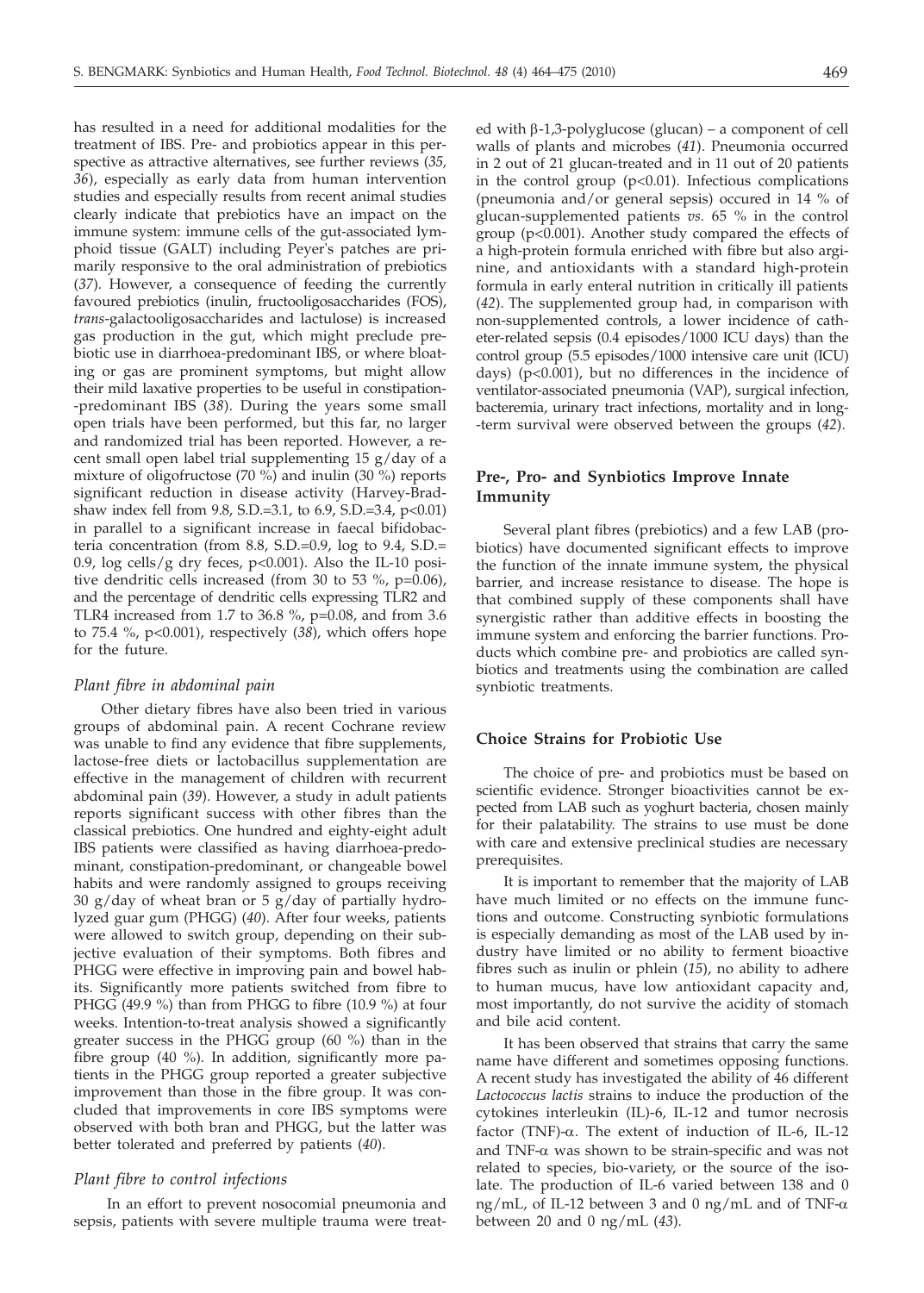has resulted in a need for additional modalities for the treatment of IBS. Pre- and probiotics appear in this perspective as attractive alternatives, see further reviews (*35, 36*), especially as early data from human intervention studies and especially results from recent animal studies clearly indicate that prebiotics have an impact on the immune system: immune cells of the gut-associated lymphoid tissue (GALT) including Peyer's patches are primarily responsive to the oral administration of prebiotics (*37*). However, a consequence of feeding the currently favoured prebiotics (inulin, fructooligosaccharides (FOS), *trans*-galactooligosaccharides and lactulose) is increased gas production in the gut, which might preclude prebiotic use in diarrhoea-predominant IBS, or where bloating or gas are prominent symptoms, but might allow their mild laxative properties to be useful in constipation-predominant IBS (*38*). During the years some small open trials have been performed, but this far, no larger and randomized trial has been reported. However, a recent small open label trial supplementing 15 g/day of a mixture of oligofructose (70 %) and inulin (30 %) reports significant reduction in disease activity (Harvey-Bradshaw index fell from 9.8, S.D.=3.1, to 6.9, S.D.=3.4, $p<0.01$) in parallel to a significant increase in faecal bifidobacteria concentration (from 8.8, S.D.=0.9, log to 9.4, S.D.=0.9, log cells/g dry feces, $p<0.001$). Also the IL-10 positive dendritic cells increased (from 30 to 53 %, $p=0.06$), and the percentage of dendritic cells expressing TLR2 and TLR4 increased from 1.7 to 36.8 %, $p=0.08$, and from 3.6 to 75.4 %, $p<0.001$), respectively (*38*), which offers hope for the future.

### *Plant fibre in abdominal pain*

Other dietary fibres have also been tried in various groups of abdominal pain. A recent Cochrane review was unable to find any evidence that fibre supplements, lactose-free diets or lactobacillus supplementation are effective in the management of children with recurrent abdominal pain (*39*). However, a study in adult patients reports significant success with other fibres than the classical prebiotics. One hundred and eighty-eight adult IBS patients were classified as having diarrhoea-predominant, constipation-predominant, or changeable bowel habits and were randomly assigned to groups receiving 30 g/day of wheat bran or 5 g/day of partially hydrolyzed guar gum (PHGG) (*40*). After four weeks, patients were allowed to switch group, depending on their subjective evaluation of their symptoms. Both fibres and PHGG were effective in improving pain and bowel habits. Significantly more patients switched from fibre to PHGG (49.9 %) than from PHGG to fibre (10.9 %) at four weeks. Intention-to-treat analysis showed a significantly greater success in the PHGG group (60 %) than in the fibre group (40 %). In addition, significantly more patients in the PHGG group reported a greater subjective improvement than those in the fibre group. It was concluded that improvements in core IBS symptoms were observed with both bran and PHGG, but the latter was better tolerated and preferred by patients (*40*).

### *Plant fibre to control infections*

In an effort to prevent nosocomial pneumonia and sepsis, patients with severe multiple trauma were treated with β-1,3-polyglucose (glucan) – a component of cell walls of plants and microbes (*41*). Pneumonia occurred in 2 out of 21 glucan-treated and in 11 out of 20 patients in the control group ($p<0.01$). Infectious complications (pneumonia and/or general sepsis) occured in 14 % of glucan-supplemented patients *vs.* 65 % in the control group ($p<0.001$). Another study compared the effects of a high-protein formula enriched with fibre but also arginine, and antioxidants with a standard high-protein formula in early enteral nutrition in critically ill patients (*42*). The supplemented group had, in comparison with non-supplemented controls, a lower incidence of catheter-related sepsis (0.4 episodes/1000 ICU days) than the control group (5.5 episodes/1000 intensive care unit (ICU) days) ($p<0.001$), but no differences in the incidence of ventilator-associated pneumonia (VAP), surgical infection, bacteremia, urinary tract infections, mortality and in long-term survival were observed between the groups (*42*).

## Pre-, Pro- and Synbiotics Improve Innate Immunity

Several plant fibres (prebiotics) and a few LAB (probiotics) have documented significant effects to improve the function of the innate immune system, the physical barrier, and increase resistance to disease. The hope is that combined supply of these components shall have synergistic rather than additive effects in boosting the immune system and enforcing the barrier functions. Products which combine pre- and probiotics are called synbiotics and treatments using the combination are called synbiotic treatments.

## Choice Strains for Probiotic Use

The choice of pre- and probiotics must be based on scientific evidence. Stronger bioactivities cannot be expected from LAB such as yoghurt bacteria, chosen mainly for their palatability. The strains to use must be done with care and extensive preclinical studies are necessary prerequisites.

It is important to remember that the majority of LAB have much limited or no effects on the immune functions and outcome. Constructing synbiotic formulations is especially demanding as most of the LAB used by industry have limited or no ability to ferment bioactive fibres such as inulin or phlein (*15*), no ability to adhere to human mucus, have low antioxidant capacity and, most importantly, do not survive the acidity of stomach and bile acid content.

It has been observed that strains that carry the same name have different and sometimes opposing functions. A recent study has investigated the ability of 46 different *Lactococcus lactis* strains to induce the production of the cytokines interleukin (IL)-6, IL-12 and tumor necrosis factor (TNF)-α. The extent of induction of IL-6, IL-12 and TNF-α was shown to be strain-specific and was not related to species, bio-variety, or the source of the isolate. The production of IL-6 varied between 138 and 0 ng/mL, of IL-12 between 3 and 0 ng/mL and of TNF-α between 20 and 0 ng/mL (*43*).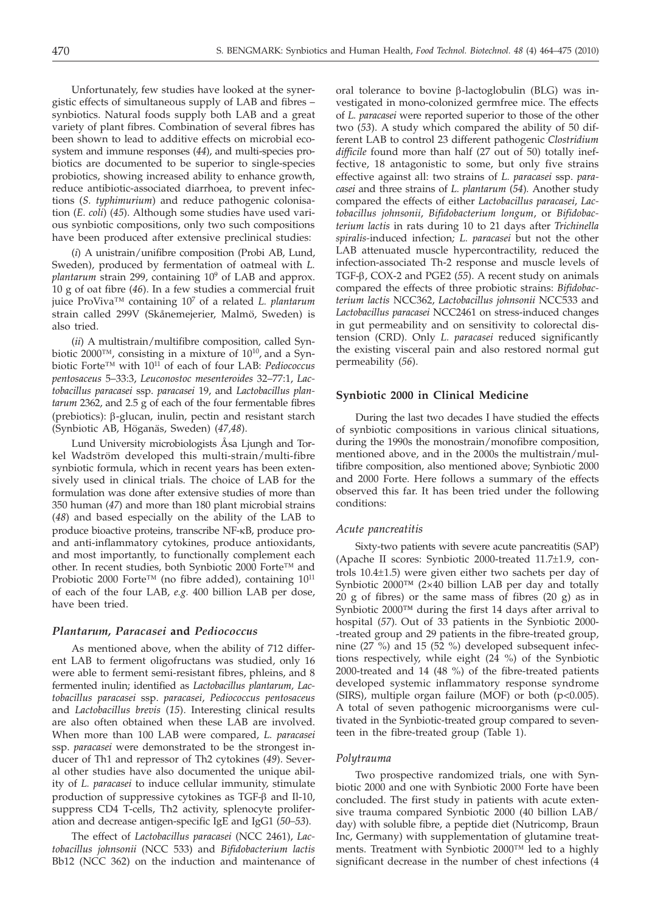Unfortunately, few studies have looked at the synergistic effects of simultaneous supply of LAB and fibres – synbiotics. Natural foods supply both LAB and a great variety of plant fibres. Combination of several fibres has been shown to lead to additive effects on microbial ecosystem and immune responses (*44*), and multi-species probiotics are documented to be superior to single-species probiotics, showing increased ability to enhance growth, reduce antibiotic-associated diarrhoea, to prevent infections (*S. typhimurium*) and reduce pathogenic colonisation (*E. coli*) (*45*). Although some studies have used various synbiotic compositions, only two such compositions have been produced after extensive preclinical studies:

(*i*) A unistrain/unifibre composition (Probi AB, Lund, Sweden), produced by fermentation of oatmeal with *L. plantarum* strain 299, containing $10^9$ of LAB and approx. 10 g of oat fibre (*46*). In a few studies a commercial fruit juice ProViva™ containing $10^7$ of a related *L. plantarum* strain called 299V (Skånemejerier, Malmö, Sweden) is also tried.

(*ii*) A multistrain/multifibre composition, called Synbiotic 2000™, consisting in a mixture of $10^{10}$, and a Synbiotic Forte™ with $10^{11}$ of each of four LAB: *Pediococcus pentosaceus* 5–33:3, *Leuconostoc mesenteroides* 32–77:1, *Lactobacillus paracasei* ssp. *paracasei* 19, and *Lactobacillus plantarum* 2362, and 2.5 g of each of the four fermentable fibres (prebiotics): β-glucan, inulin, pectin and resistant starch (Synbiotic AB, Höganäs, Sweden) (*47,48*).

Lund University microbiologists Åsa Ljungh and Torkel Wadström developed this multi-strain/multi-fibre synbiotic formula, which in recent years has been extensively used in clinical trials. The choice of LAB for the formulation was done after extensive studies of more than 350 human (*47*) and more than 180 plant microbial strains (*48*) and based especially on the ability of the LAB to produce bioactive proteins, transcribe NF-κB, produce pro- and anti-inflammatory cytokines, produce antioxidants, and most importantly, to functionally complement each other. In recent studies, both Synbiotic 2000 Forte™ and Probiotic 2000 Forte™ (no fibre added), containing $10^{11}$ of each of the four LAB, *e.g.* 400 billion LAB per dose, have been tried.

### *Plantarum*, *Paracasei* and *Pediococcus*

As mentioned above, when the ability of 712 different LAB to ferment oligofructans was studied, only 16 were able to ferment semi-resistant fibres, phleins, and 8 fermented inulin; identified as *Lactobacillus plantarum*, *Lactobacillus paracasei* ssp. *paracasei*, *Pediococcus pentosaceus* and *Lactobacillus brevis* (*15*). Interesting clinical results are also often obtained when these LAB are involved. When more than 100 LAB were compared, *L. paracasei* ssp. *paracasei* were demonstrated to be the strongest inducer of Th1 and repressor of Th2 cytokines (*49*). Several other studies have also documented the unique ability of *L. paracasei* to induce cellular immunity, stimulate production of suppressive cytokines as TGF-β and Il-10, suppress CD4 T-cells, Th2 activity, splenocyte proliferation and decrease antigen-specific IgE and IgG1 (*50–53*).

The effect of *Lactobacillus paracasei* (NCC 2461), *Lactobacillus johnsonii* (NCC 533) and *Bifidobacterium lactis* Bb12 (NCC 362) on the induction and maintenance of oral tolerance to bovine β-lactoglobulin (BLG) was investigated in mono-colonized germfree mice. The effects of *L. paracasei* were reported superior to those of the other two (*53*). A study which compared the ability of 50 different LAB to control 23 different pathogenic *Clostridium difficile* found more than half (27 out of 50) totally ineffective, 18 antagonistic to some, but only five strains effective against all: two strains of *L. paracasei* ssp. *paracasei* and three strains of *L. plantarum* (*54*). Another study compared the effects of either *Lactobacillus paracasei*, *Lactobacillus johnsonii*, *Bifidobacterium longum*, or *Bifidobacterium lactis* in rats during 10 to 21 days after *Trichinella spiralis*-induced infection; *L. paracasei* but not the other LAB attenuated muscle hypercontractility, reduced the infection-associated Th-2 response and muscle levels of TGF-β, COX-2 and PGE2 (*55*). A recent study on animals compared the effects of three probiotic strains: *Bifidobacterium lactis* NCC362, *Lactobacillus johnsonii* NCC533 and *Lactobacillus paracasei* NCC2461 on stress-induced changes in gut permeability and on sensitivity to colorectal distension (CRD). Only *L. paracasei* reduced significantly the existing visceral pain and also restored normal gut permeability (*56*).

## Synbiotic 2000 in Clinical Medicine

During the last two decades I have studied the effects of synbiotic compositions in various clinical situations, during the 1990s the monostrain/monofibre composition, mentioned above, and in the 2000s the multistrain/multifibre composition, also mentioned above; Synbiotic 2000 and 2000 Forte. Here follows a summary of the effects observed this far. It has been tried under the following conditions:

### *Acute pancreatitis*

Sixty-two patients with severe acute pancreatitis (SAP) (Apache II scores: Synbiotic 2000-treated 11.7±1.9, controls 10.4±1.5) were given either two sachets per day of Synbiotic 2000™ (2×40 billion LAB per day and totally 20 g of fibres) or the same mass of fibres (20 g) as in Synbiotic 2000™ during the first 14 days after arrival to hospital (*57*). Out of 33 patients in the Synbiotic 2000-treated group and 29 patients in the fibre-treated group, nine (27 %) and 15 (52 %) developed subsequent infections respectively, while eight (24 %) of the Synbiotic 2000-treated and 14 (48 %) of the fibre-treated patients developed systemic inflammatory response syndrome (SIRS), multiple organ failure (MOF) or both ($p<0.005$). A total of seven pathogenic microorganisms were cultivated in the Synbiotic-treated group compared to seventeen in the fibre-treated group (Table 1).

### *Polytrauma*

Two prospective randomized trials, one with Synbiotic 2000 and one with Synbiotic 2000 Forte have been concluded. The first study in patients with acute extensive trauma compared Synbiotic 2000 (40 billion LAB/day) with soluble fibre, a peptide diet (Nutricomp, Braun Inc, Germany) with supplementation of glutamine treatments. Treatment with Synbiotic 2000™ led to a highly significant decrease in the number of chest infections (4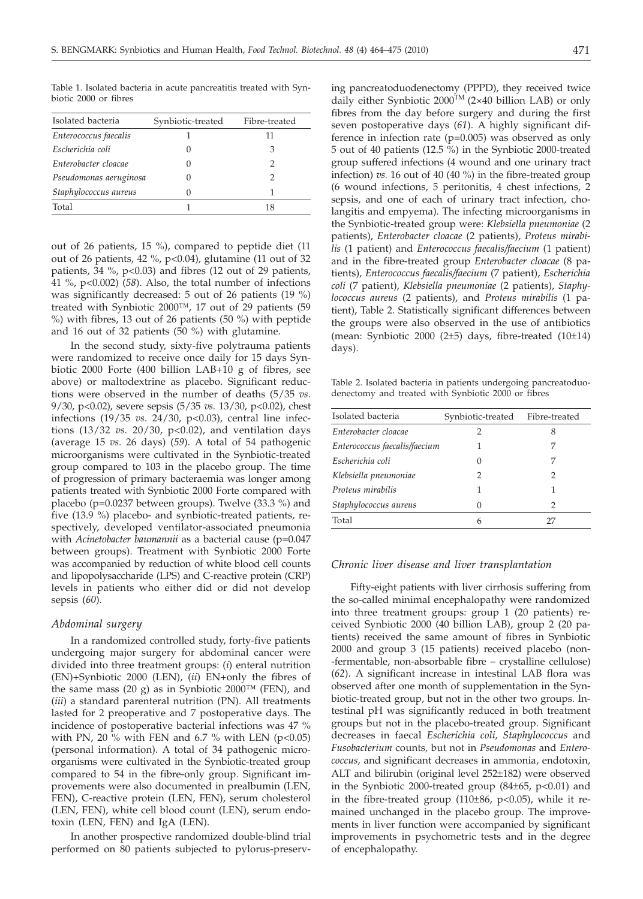Table 1. Isolated bacteria in acute pancreatitis treated with Synbiotic 2000 or fibres

| Isolated bacteria | Synbiotic-treated | Fibre-treated |
|---|---|---|
| *Enterococcus faecalis* | 1 | 11 |
| *Escherichia coli* | 0 | 3 |
| *Enterobacter cloacae* | 0 | 2 |
| *Pseudomonas aeruginosa* | 0 | 2 |
| *Staphylococcus aureus* | 0 | 1 |
| Total | 1 | 18 |

out of 26 patients, 15 %), compared to peptide diet (11 out of 26 patients, 42 %, $p<0.04$), glutamine (11 out of 32 patients, 34 %, $p<0.03$) and fibres (12 out of 29 patients, 41 %, $p<0.002$) (*58*). Also, the total number of infections was significantly decreased: 5 out of 26 patients (19 %) treated with Synbiotic 2000™, 17 out of 29 patients (59 %) with fibres, 13 out of 26 patients (50 %) with peptide and 16 out of 32 patients (50 %) with glutamine.

In the second study, sixty-five polytrauma patients were randomized to receive once daily for 15 days Synbiotic 2000 Forte (400 billion LAB+10 g of fibres, see above) or maltodextrine as placebo. Significant reductions were observed in the number of deaths (5/35 *vs.* 9/30, $p<0.02$), severe sepsis (5/35 *vs.* 13/30, $p<0.02$), chest infections (19/35 *vs.* 24/30, $p<0.03$), central line infections (13/32 *vs.* 20/30, $p<0.02$), and ventilation days (average 15 *vs.* 26 days) (*59*). A total of 54 pathogenic microorganisms were cultivated in the Synbiotic-treated group compared to 103 in the placebo group. The time of progression of primary bacteraemia was longer among patients treated with Synbiotic 2000 Forte compared with placebo ($p=0.0237$ between groups). Twelve (33.3 %) and five (13.9 %) placebo- and synbiotic-treated patients, respectively, developed ventilator-associated pneumonia with *Acinetobacter baumannii* as a bacterial cause ($p=0.047$ between groups). Treatment with Synbiotic 2000 Forte was accompanied by reduction of white blood cell counts and lipopolysaccharide (LPS) and C-reactive protein (CRP) levels in patients who either did or did not develop sepsis (*60*).

### *Abdominal surgery*

In a randomized controlled study, forty-five patients undergoing major surgery for abdominal cancer were divided into three treatment groups: (*i*) enteral nutrition (EN)+Synbiotic 2000 (LEN), (*ii*) EN+only the fibres of the same mass (20 g) as in Synbiotic 2000™ (FEN), and (*iii*) a standard parenteral nutrition (PN). All treatments lasted for 2 preoperative and 7 postoperative days. The incidence of postoperative bacterial infections was 47 % with PN, 20 % with FEN and 6.7 % with LEN ($p<0.05$) (personal information). A total of 34 pathogenic microorganisms were cultivated in the Synbiotic-treated group compared to 54 in the fibre-only group. Significant improvements were also documented in prealbumin (LEN, FEN), C-reactive protein (LEN, FEN), serum cholesterol (LEN, FEN), white cell blood count (LEN), serum endotoxin (LEN, FEN) and IgA (LEN).

In another prospective randomized double-blind trial performed on 80 patients subjected to pylorus-preserving pancreatoduodenectomy (PPPD), they received twice daily either Synbiotic 2000™ (2×40 billion LAB) or only fibres from the day before surgery and during the first seven postoperative days (*61*). A highly significant difference in infection rate ($p=0.005$) was observed as only 5 out of 40 patients (12.5 %) in the Synbiotic 2000-treated group suffered infections (4 wound and one urinary tract infection) *vs.* 16 out of 40 (40 %) in the fibre-treated group (6 wound infections, 5 peritonitis, 4 chest infections, 2 sepsis, and one of each of urinary tract infection, cholangitis and empyema). The infecting microorganisms in the Synbiotic-treated group were: *Klebsiella pneumoniae* (2 patients), *Enterobacter cloacae* (2 patients), *Proteus mirabilis* (1 patient) and *Enterococcus faecalis/faecium* (1 patient) and in the fibre-treated group *Enterobacter cloacae* (8 patients), *Enterococcus faecalis/faecium* (7 patient), *Escherichia coli* (7 patient), *Klebsiella pneumoniae* (2 patients), *Staphylococcus aureus* (2 patients), and *Proteus mirabilis* (1 patient), Table 2. Statistically significant differences between the groups were also observed in the use of antibiotics (mean: Synbiotic 2000 (2±5) days, fibre-treated (10±14) days).

Table 2. Isolated bacteria in patients undergoing pancreatoduodenectomy and treated with Synbiotic 2000 or fibres

| Isolated bacteria | Synbiotic-treated | Fibre-treated |
|---|---|---|
| *Enterobacter cloacae* | 2 | 8 |
| *Enterococcus faecalis/faecium* | 1 | 7 |
| *Escherichia coli* | 0 | 7 |
| *Klebsiella pneumoniae* | 2 | 2 |
| *Proteus mirabilis* | 1 | 1 |
| *Staphylococcus aureus* | 0 | 2 |
| Total | 6 | 27 |

### *Chronic liver disease and liver transplantation*

Fifty-eight patients with liver cirrhosis suffering from the so-called minimal encephalopathy were randomized into three treatment groups: group 1 (20 patients) received Synbiotic 2000 (40 billion LAB), group 2 (20 patients) received the same amount of fibres in Synbiotic 2000 and group 3 (15 patients) received placebo (non-fermentable, non-absorbable fibre – crystalline cellulose) (*62*). A significant increase in intestinal LAB flora was observed after one month of supplementation in the Synbiotic-treated group, but not in the other two groups. Intestinal pH was significantly reduced in both treatment groups but not in the placebo-treated group. Significant decreases in faecal *Escherichia coli, Staphylococcus* and *Fusobacterium* counts, but not in *Pseudomonas* and *Enterococcus,* and significant decreases in ammonia, endotoxin, ALT and bilirubin (original level 252±182) were observed in the Synbiotic 2000-treated group (84±65, $p<0.01$) and in the fibre-treated group (110±86, $p<0.05$), while it remained unchanged in the placebo group. The improvements in liver function were accompanied by significant improvements in psychometric tests and in the degree of encephalopathy.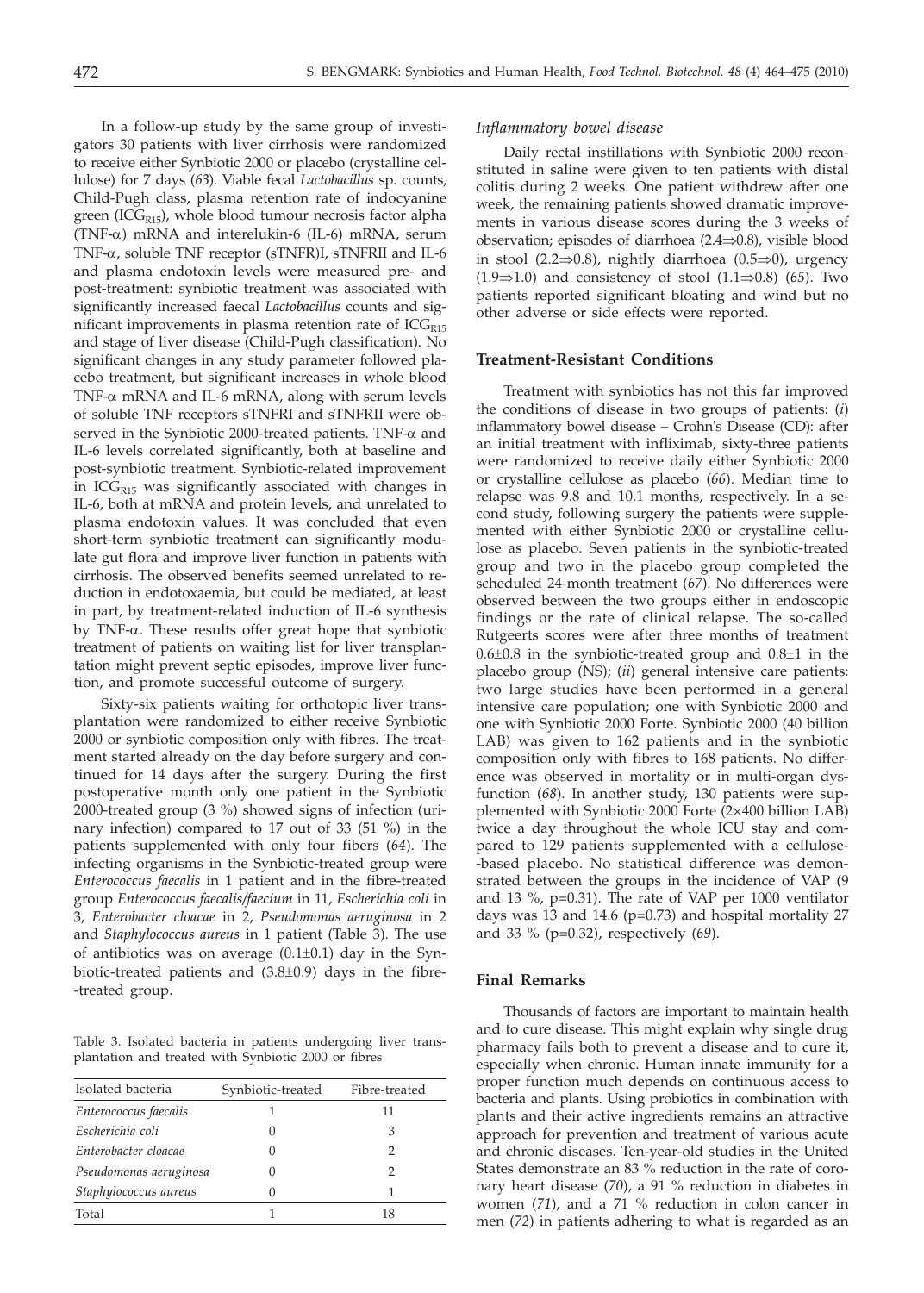In a follow-up study by the same group of investigators 30 patients with liver cirrhosis were randomized to receive either Synbiotic 2000 or placebo (crystalline cellulose) for 7 days (*63*). Viable fecal *Lactobacillus* sp. counts, Child-Pugh class, plasma retention rate of indocyanine green ($ICG_{R15}$), whole blood tumour necrosis factor alpha (TNF-α) mRNA and interelukin-6 (IL-6) mRNA, serum TNF-α, soluble TNF receptor (sTNFR)I, sTNFRII and IL-6 and plasma endotoxin levels were measured pre- and post-treatment: synbiotic treatment was associated with significantly increased faecal *Lactobacillus* counts and significant improvements in plasma retention rate of $ICG_{R15}$ and stage of liver disease (Child-Pugh classification). No significant changes in any study parameter followed placebo treatment, but significant increases in whole blood TNF-α mRNA and IL-6 mRNA, along with serum levels of soluble TNF receptors sTNFRI and sTNFRII were observed in the Synbiotic 2000-treated patients. TNF-α and IL-6 levels correlated significantly, both at baseline and post-synbiotic treatment. Synbiotic-related improvement in $ICG_{R15}$ was significantly associated with changes in IL-6, both at mRNA and protein levels, and unrelated to plasma endotoxin values. It was concluded that even short-term synbiotic treatment can significantly modulate gut flora and improve liver function in patients with cirrhosis. The observed benefits seemed unrelated to reduction in endotoxaemia, but could be mediated, at least in part, by treatment-related induction of IL-6 synthesis by TNF-α. These results offer great hope that synbiotic treatment of patients on waiting list for liver transplantation might prevent septic episodes, improve liver function, and promote successful outcome of surgery.

Sixty-six patients waiting for orthotopic liver transplantation were randomized to either receive Synbiotic 2000 or synbiotic composition only with fibres. The treatment started already on the day before surgery and continued for 14 days after the surgery. During the first postoperative month only one patient in the Synbiotic 2000-treated group (3 %) showed signs of infection (urinary infection) compared to 17 out of 33 (51 %) in the patients supplemented with only four fibers (*64*). The infecting organisms in the Synbiotic-treated group were *Enterococcus faecalis* in 1 patient and in the fibre-treated group *Enterococcus faecalis/faecium* in 11, *Escherichia coli* in 3, *Enterobacter cloacae* in 2, *Pseudomonas aeruginosa* in 2 and *Staphylococcus aureus* in 1 patient (Table 3). The use of antibiotics was on average (0.1±0.1) day in the Synbiotic-treated patients and (3.8±0.9) days in the fibre-treated group.

Table 3. Isolated bacteria in patients undergoing liver transplantation and treated with Synbiotic 2000 or fibres

| Isolated bacteria | Synbiotic-treated | Fibre-treated |
|---|---|---|
| *Enterococcus faecalis* | 1 | 11 |
| *Escherichia coli* | 0 | 3 |
| *Enterobacter cloacae* | 0 | 2 |
| *Pseudomonas aeruginosa* | 0 | 2 |
| *Staphylococcus aureus* | 0 | 1 |
| Total | 1 | 18 |

### *Inflammatory bowel disease*

Daily rectal instillations with Synbiotic 2000 reconstituted in saline were given to ten patients with distal colitis during 2 weeks. One patient withdrew after one week, the remaining patients showed dramatic improvements in various disease scores during the 3 weeks of observation; episodes of diarrhoea (2.4⇒0.8), visible blood in stool (2.2⇒0.8), nightly diarrhoea (0.5⇒0), urgency (1.9⇒1.0) and consistency of stool (1.1⇒0.8) (*65*). Two patients reported significant bloating and wind but no other adverse or side effects were reported.

## Treatment-Resistant Conditions

Treatment with synbiotics has not this far improved the conditions of disease in two groups of patients: (*i*) inflammatory bowel disease – Crohn's Disease (CD): after an initial treatment with infliximab, sixty-three patients were randomized to receive daily either Synbiotic 2000 or crystalline cellulose as placebo (*66*). Median time to relapse was 9.8 and 10.1 months, respectively. In a second study, following surgery the patients were supplemented with either Synbiotic 2000 or crystalline cellulose as placebo. Seven patients in the synbiotic-treated group and two in the placebo group completed the scheduled 24-month treatment (*67*). No differences were observed between the two groups either in endoscopic findings or the rate of clinical relapse. The so-called Rutgeerts scores were after three months of treatment 0.6±0.8 in the synbiotic-treated group and 0.8±1 in the placebo group (NS); (*ii*) general intensive care patients: two large studies have been performed in a general intensive care population; one with Synbiotic 2000 and one with Synbiotic 2000 Forte. Synbiotic 2000 (40 billion LAB) was given to 162 patients and in the synbiotic composition only with fibres to 168 patients. No difference was observed in mortality or in multi-organ dysfunction (*68*). In another study, 130 patients were supplemented with Synbiotic 2000 Forte (2×400 billion LAB) twice a day throughout the whole ICU stay and compared to 129 patients supplemented with a cellulose-based placebo. No statistical difference was demonstrated between the groups in the incidence of VAP (9 and 13 %, p=0.31). The rate of VAP per 1000 ventilator days was 13 and 14.6 (p=0.73) and hospital mortality 27 and 33 % (p=0.32), respectively (*69*).

## Final Remarks

Thousands of factors are important to maintain health and to cure disease. This might explain why single drug pharmacy fails both to prevent a disease and to cure it, especially when chronic. Human innate immunity for a proper function much depends on continuous access to bacteria and plants. Using probiotics in combination with plants and their active ingredients remains an attractive approach for prevention and treatment of various acute and chronic diseases. Ten-year-old studies in the United States demonstrate an 83 % reduction in the rate of coronary heart disease (*70*), a 91 % reduction in diabetes in women (*71*), and a 71 % reduction in colon cancer in men (*72*) in patients adhering to what is regarded as an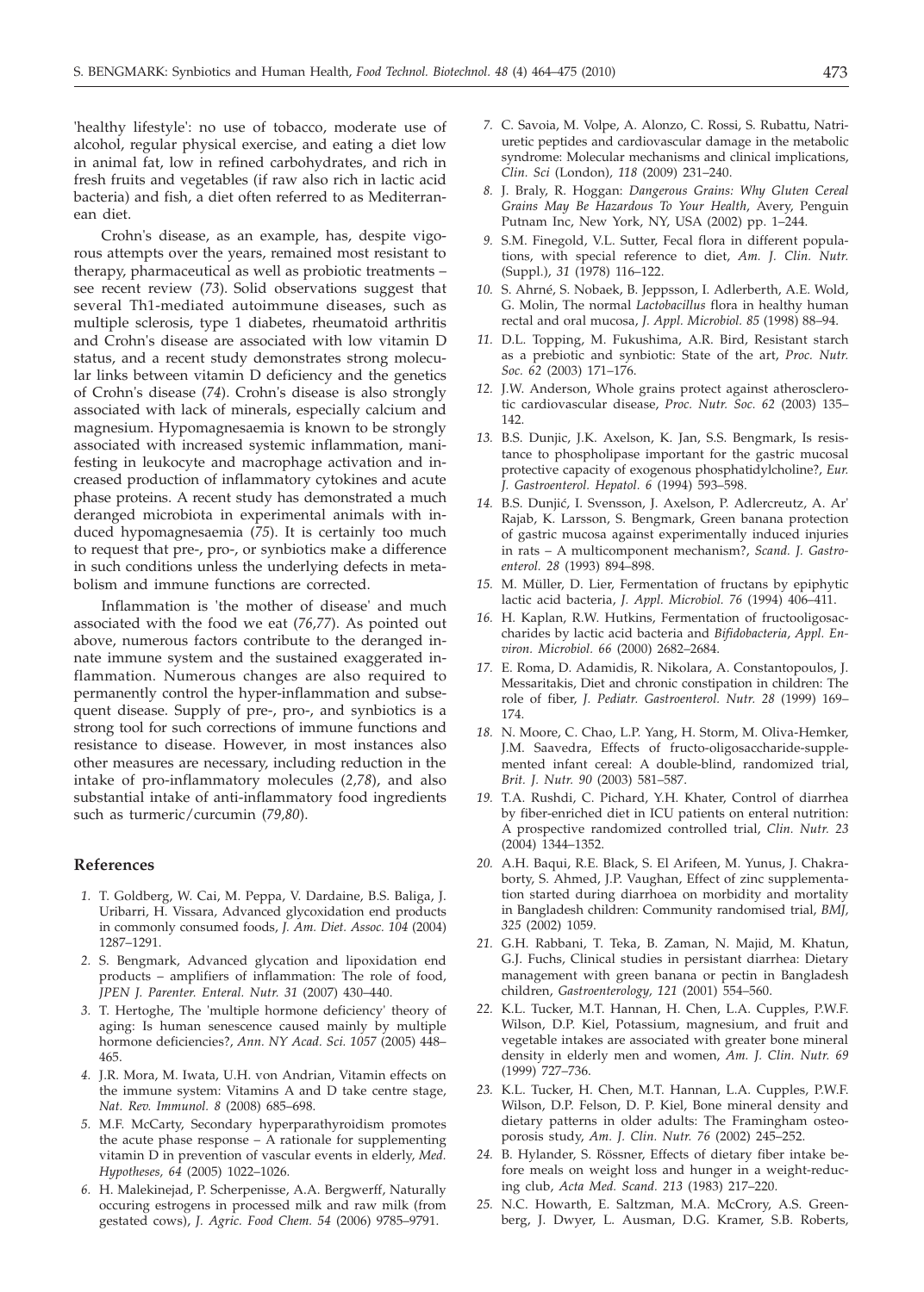'healthy lifestyle': no use of tobacco, moderate use of alcohol, regular physical exercise, and eating a diet low in animal fat, low in refined carbohydrates, and rich in fresh fruits and vegetables (if raw also rich in lactic acid bacteria) and fish, a diet often referred to as Mediterranean diet.

Crohn's disease, as an example, has, despite vigorous attempts over the years, remained most resistant to therapy, pharmaceutical as well as probiotic treatments – see recent review (*73*). Solid observations suggest that several Th1-mediated autoimmune diseases, such as multiple sclerosis, type 1 diabetes, rheumatoid arthritis and Crohn's disease are associated with low vitamin D status, and a recent study demonstrates strong molecular links between vitamin D deficiency and the genetics of Crohn's disease (*74*). Crohn's disease is also strongly associated with lack of minerals, especially calcium and magnesium. Hypomagnesaemia is known to be strongly associated with increased systemic inflammation, manifesting in leukocyte and macrophage activation and increased production of inflammatory cytokines and acute phase proteins. A recent study has demonstrated a much deranged microbiota in experimental animals with induced hypomagnesaemia (*75*). It is certainly too much to request that pre-, pro-, or synbiotics make a difference in such conditions unless the underlying defects in metabolism and immune functions are corrected.

Inflammation is 'the mother of disease' and much associated with the food we eat (*76,77*). As pointed out above, numerous factors contribute to the deranged innate immune system and the sustained exaggerated inflammation. Numerous changes are also required to permanently control the hyper-inflammation and subsequent disease. Supply of pre-, pro-, and synbiotics is a strong tool for such corrections of immune functions and resistance to disease. However, in most instances also other measures are necessary, including reduction in the intake of pro-inflammatory molecules (*2,78*), and also substantial intake of anti-inflammatory food ingredients such as turmeric/curcumin (*79,80*).

## References

1. T. Goldberg, W. Cai, M. Peppa, V. Dardaine, B.S. Baliga, J. Uribarri, H. Vissara, Advanced glycoxidation end products in commonly consumed foods, *J. Am. Diet. Assoc. 104* (2004) 1287–1291.
2. S. Bengmark, Advanced glycation and lipoxidation end products – amplifiers of inflammation: The role of food, *JPEN J. Parenter. Enteral. Nutr. 31* (2007) 430–440.
3. T. Hertoghe, The 'multiple hormone deficiency' theory of aging: Is human senescence caused mainly by multiple hormone deficiencies?, *Ann. NY Acad. Sci. 1057* (2005) 448–465.
4. J.R. Mora, M. Iwata, U.H. von Andrian, Vitamin effects on the immune system: Vitamins A and D take centre stage, *Nat. Rev. Immunol. 8* (2008) 685–698.
5. M.F. McCarty, Secondary hyperparathyroidism promotes the acute phase response – A rationale for supplementing vitamin D in prevention of vascular events in elderly, *Med. Hypotheses, 64* (2005) 1022–1026.
6. H. Malekinejad, P. Scherpenisse, A.A. Bergwerff, Naturally occuring estrogens in processed milk and raw milk (from gestated cows), *J. Agric. Food Chem. 54* (2006) 9785–9791.
7. C. Savoia, M. Volpe, A. Alonzo, C. Rossi, S. Rubattu, Natriuretic peptides and cardiovascular damage in the metabolic syndrome: Molecular mechanisms and clinical implications, *Clin. Sci* (London), *118* (2009) 231–240.
8. J. Braly, R. Hoggan: *Dangerous Grains: Why Gluten Cereal Grains May Be Hazardous To Your Health*, Avery, Penguin Putnam Inc, New York, NY, USA (2002) pp. 1–244.
9. S.M. Finegold, V.L. Sutter, Fecal flora in different populations, with special reference to diet, *Am. J. Clin. Nutr.* (Suppl.), *31* (1978) 116–122.
10. S. Ahrné, S. Nobaek, B. Jeppsson, I. Adlerberth, A.E. Wold, G. Molin, The normal *Lactobacillus* flora in healthy human rectal and oral mucosa, *J. Appl. Microbiol. 85* (1998) 88–94.
11. D.L. Topping, M. Fukushima, A.R. Bird, Resistant starch as a prebiotic and synbiotic: State of the art, *Proc. Nutr. Soc. 62* (2003) 171–176.
12. J.W. Anderson, Whole grains protect against atherosclerotic cardiovascular disease, *Proc. Nutr. Soc. 62* (2003) 135–142.
13. B.S. Dunjic, J.K. Axelson, K. Jan, S.S. Bengmark, Is resistance to phospholipase important for the gastric mucosal protective capacity of exogenous phosphatidylcholine?, *Eur. J. Gastroenterol. Hepatol. 6* (1994) 593–598.
14. B.S. Dunjić, I. Svensson, J. Axelson, P. Adlercreutz, A. Ar' Rajab, K. Larsson, S. Bengmark, Green banana protection of gastric mucosa against experimentally induced injuries in rats – A multicomponent mechanism?, *Scand. J. Gastroenterol. 28* (1993) 894–898.
15. M. Müller, D. Lier, Fermentation of fructans by epiphytic lactic acid bacteria, *J. Appl. Microbiol. 76* (1994) 406–411.
16. H. Kaplan, R.W. Hutkins, Fermentation of fructooligosaccharides by lactic acid bacteria and *Bifidobacteria*, *Appl. Environ. Microbiol. 66* (2000) 2682–2684.
17. E. Roma, D. Adamidis, R. Nikolara, A. Constantopoulos, J. Messaritakis, Diet and chronic constipation in children: The role of fiber, *J. Pediatr. Gastroenterol. Nutr. 28* (1999) 169–174.
18. N. Moore, C. Chao, L.P. Yang, H. Storm, M. Oliva-Hemker, J.M. Saavedra, Effects of fructo-oligosaccharide-supplemented infant cereal: A double-blind, randomized trial, *Brit. J. Nutr. 90* (2003) 581–587.
19. T.A. Rushdi, C. Pichard, Y.H. Khater, Control of diarrhea by fiber-enriched diet in ICU patients on enteral nutrition: A prospective randomized controlled trial, *Clin. Nutr. 23* (2004) 1344–1352.
20. A.H. Baqui, R.E. Black, S. El Arifeen, M. Yunus, J. Chakraborty, S. Ahmed, J.P. Vaughan, Effect of zinc supplementation started during diarrhoea on morbidity and mortality in Bangladesh children: Community randomised trial, *BMJ, 325* (2002) 1059.
21. G.H. Rabbani, T. Teka, B. Zaman, N. Majid, M. Khatun, G.J. Fuchs, Clinical studies in persistant diarrhea: Dietary management with green banana or pectin in Bangladesh children, *Gastroenterology, 121* (2001) 554–560.
22. K.L. Tucker, M.T. Hannan, H. Chen, L.A. Cupples, P.W.F. Wilson, D.P. Kiel, Potassium, magnesium, and fruit and vegetable intakes are associated with greater bone mineral density in elderly men and women, *Am. J. Clin. Nutr. 69* (1999) 727–736.
23. K.L. Tucker, H. Chen, M.T. Hannan, L.A. Cupples, P.W.F. Wilson, D.P. Felson, D. P. Kiel, Bone mineral density and dietary patterns in older adults: The Framingham osteoporosis study, *Am. J. Clin. Nutr. 76* (2002) 245–252.
24. B. Hylander, S. Rössner, Effects of dietary fiber intake before meals on weight loss and hunger in a weight-reducing club, *Acta Med. Scand. 213* (1983) 217–220.
25. N.C. Howarth, E. Saltzman, M.A. McCrory, A.S. Greenberg, J. Dwyer, L. Ausman, D.G. Kramer, S.B. Roberts,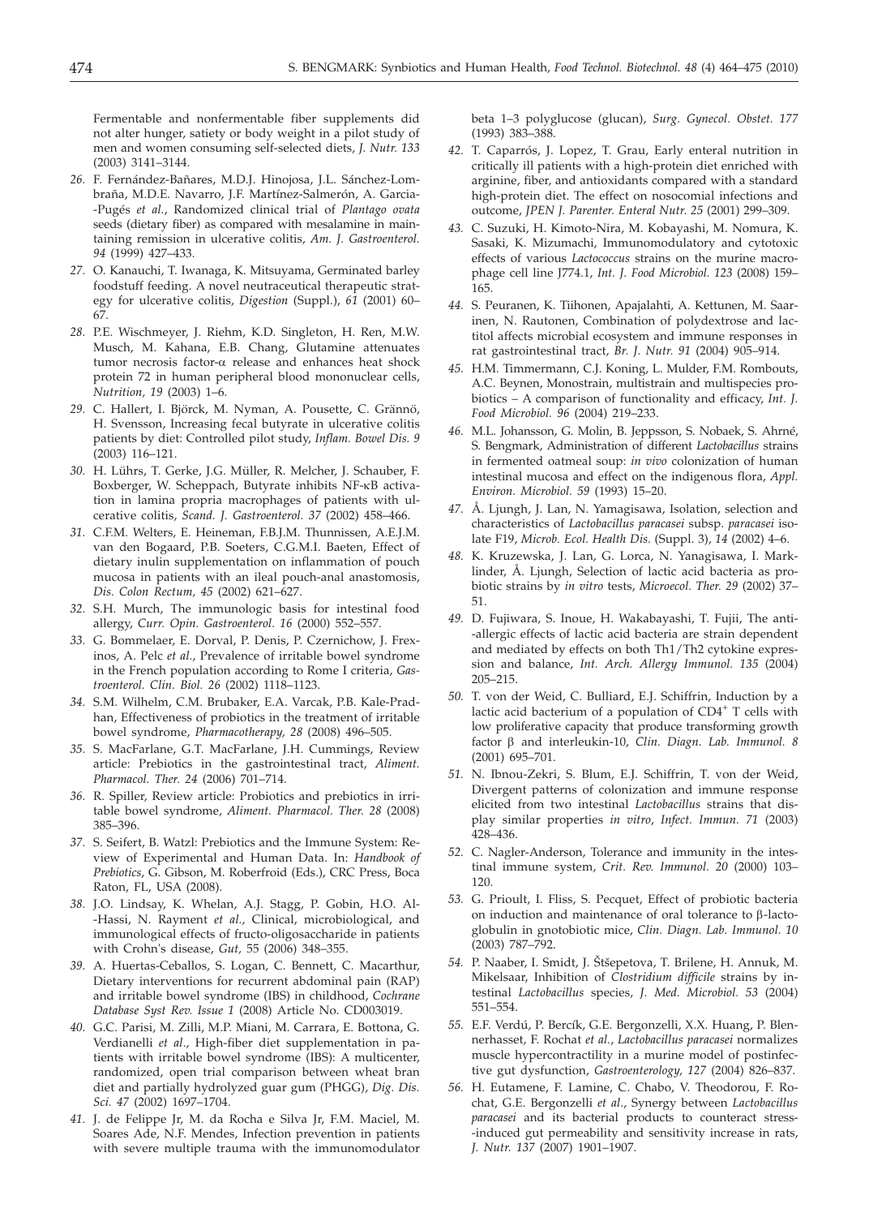Fermentable and nonfermentable fiber supplements did not alter hunger, satiety or body weight in a pilot study of men and women consuming self-selected diets, *J. Nutr. 133* (2003) 3141–3144.

*26.* F. Fernández-Bañares, M.D.J. Hinojosa, J.L. Sánchez-Lombraña, M.D.E. Navarro, J.F. Martínez-Salmerón, A. Garcia-Pugés *et al.*, Randomized clinical trial of *Plantago ovata* seeds (dietary fiber) as compared with mesalamine in maintaining remission in ulcerative colitis, *Am. J. Gastroenterol. 94* (1999) 427–433.

*27.* O. Kanauchi, T. Iwanaga, K. Mitsuyama, Germinated barley foodstuff feeding. A novel neutraceutical therapeutic strategy for ulcerative colitis, *Digestion* (Suppl.), *61* (2001) 60–67.

*28.* P.E. Wischmeyer, J. Riehm, K.D. Singleton, H. Ren, M.W. Musch, M. Kahana, E.B. Chang, Glutamine attenuates tumor necrosis factor-α release and enhances heat shock protein 72 in human peripheral blood mononuclear cells, *Nutrition, 19* (2003) 1–6.

*29.* C. Hallert, I. Björck, M. Nyman, A. Pousette, C. Grännö, H. Svensson, Increasing fecal butyrate in ulcerative colitis patients by diet: Controlled pilot study, *Inflam. Bowel Dis. 9* (2003) 116–121.

*30.* H. Lührs, T. Gerke, J.G. Müller, R. Melcher, J. Schauber, F. Boxberger, W. Scheppach, Butyrate inhibits NF-κB activation in lamina propria macrophages of patients with ulcerative colitis, *Scand. J. Gastroenterol. 37* (2002) 458–466.

*31.* C.F.M. Welters, E. Heineman, F.B.J.M. Thunnissen, A.E.J.M. van den Bogaard, P.B. Soeters, C.G.M.I. Baeten, Effect of dietary inulin supplementation on inflammation of pouch mucosa in patients with an ileal pouch-anal anastomosis, *Dis. Colon Rectum, 45* (2002) 621–627.

*32.* S.H. Murch, The immunologic basis for intestinal food allergy, *Curr. Opin. Gastroenterol. 16* (2000) 552–557.

*33.* G. Bommelaer, E. Dorval, P. Denis, P. Czernichow, J. Frexinos, A. Pelc *et al.*, Prevalence of irritable bowel syndrome in the French population according to Rome I criteria, *Gastroenterol. Clin. Biol. 26* (2002) 1118–1123.

*34.* S.M. Wilhelm, C.M. Brubaker, E.A. Varcak, P.B. Kale-Pradhan, Effectiveness of probiotics in the treatment of irritable bowel syndrome, *Pharmacotherapy, 28* (2008) 496–505.

*35.* S. MacFarlane, G.T. MacFarlane, J.H. Cummings, Review article: Prebiotics in the gastrointestinal tract, *Aliment. Pharmacol. Ther. 24* (2006) 701–714.

*36.* R. Spiller, Review article: Probiotics and prebiotics in irritable bowel syndrome, *Aliment. Pharmacol. Ther. 28* (2008) 385–396.

*37.* S. Seifert, B. Watzl: Prebiotics and the Immune System: Review of Experimental and Human Data. In: *Handbook of Prebiotics*, G. Gibson, M. Roberfroid (Eds.), CRC Press, Boca Raton, FL, USA (2008).

*38.* J.O. Lindsay, K. Whelan, A.J. Stagg, P. Gobin, H.O. Al-Hassi, N. Rayment *et al.*, Clinical, microbiological, and immunological effects of fructo-oligosaccharide in patients with Crohn's disease, *Gut*, 55 (2006) 348–355.

*39.* A. Huertas-Ceballos, S. Logan, C. Bennett, C. Macarthur, Dietary interventions for recurrent abdominal pain (RAP) and irritable bowel syndrome (IBS) in childhood, *Cochrane Database Syst Rev. Issue 1* (2008) Article No. CD003019.

*40.* G.C. Parisi, M. Zilli, M.P. Miani, M. Carrara, E. Bottona, G. Verdianelli *et al.*, High-fiber diet supplementation in patients with irritable bowel syndrome (IBS): A multicenter, randomized, open trial comparison between wheat bran diet and partially hydrolyzed guar gum (PHGG), *Dig. Dis. Sci. 47* (2002) 1697–1704.

*41.* J. de Felippe Jr, M. da Rocha e Silva Jr, F.M. Maciel, M. Soares Ade, N.F. Mendes, Infection prevention in patients with severe multiple trauma with the immunomodulator beta 1–3 polyglucose (glucan), *Surg. Gynecol. Obstet. 177* (1993) 383–388.

*42.* T. Caparrós, J. Lopez, T. Grau, Early enteral nutrition in critically ill patients with a high-protein diet enriched with arginine, fiber, and antioxidants compared with a standard high-protein diet. The effect on nosocomial infections and outcome, *JPEN J. Parenter. Enteral Nutr. 25* (2001) 299–309.

*43.* C. Suzuki, H. Kimoto-Nira, M. Kobayashi, M. Nomura, K. Sasaki, K. Mizumachi, Immunomodulatory and cytotoxic effects of various *Lactococcus* strains on the murine macrophage cell line J774.1, *Int. J. Food Microbiol. 123* (2008) 159–165.

*44.* S. Peuranen, K. Tiihonen, Apajalahti, A. Kettunen, M. Saarinen, N. Rautonen, Combination of polydextrose and lactitol affects microbial ecosystem and immune responses in rat gastrointestinal tract, *Br. J. Nutr. 91* (2004) 905–914.

*45.* H.M. Timmermann, C.J. Koning, L. Mulder, F.M. Rombouts, A.C. Beynen, Monostrain, multistrain and multispecies probiotics – A comparison of functionality and efficacy, *Int. J. Food Microbiol. 96* (2004) 219–233.

*46.* M.L. Johansson, G. Molin, B. Jeppsson, S. Nobaek, S. Ahrné, S. Bengmark, Administration of different *Lactobacillus* strains in fermented oatmeal soup: *in vivo* colonization of human intestinal mucosa and effect on the indigenous flora, *Appl. Environ. Microbiol. 59* (1993) 15–20.

*47.* Å. Ljungh, J. Lan, N. Yamagisawa, Isolation, selection and characteristics of *Lactobacillus paracasei* subsp. *paracasei* isolate F19, *Microb. Ecol. Health Dis.* (Suppl. 3), *14* (2002) 4–6.

*48.* K. Kruzewska, J. Lan, G. Lorca, N. Yanagisawa, I. Marklinder, Å. Ljungh, Selection of lactic acid bacteria as probiotic strains by *in vitro* tests, *Microecol. Ther. 29* (2002) 37–51.

*49.* D. Fujiwara, S. Inoue, H. Wakabayashi, T. Fujii, The anti-allergic effects of lactic acid bacteria are strain dependent and mediated by effects on both Th1/Th2 cytokine expression and balance, *Int. Arch. Allergy Immunol. 135* (2004) 205–215.

*50.* T. von der Weid, C. Bulliard, E.J. Schiffrin, Induction by a lactic acid bacterium of a population of $CD4^+$ T cells with low proliferative capacity that produce transforming growth factor β and interleukin-10, *Clin. Diagn. Lab. Immunol. 8* (2001) 695–701.

*51.* N. Ibnou-Zekri, S. Blum, E.J. Schiffrin, T. von der Weid, Divergent patterns of colonization and immune response elicited from two intestinal *Lactobacillus* strains that display similar properties *in vitro*, *Infect. Immun. 71* (2003) 428–436.

*52.* C. Nagler-Anderson, Tolerance and immunity in the intestinal immune system, *Crit. Rev. Immunol. 20* (2000) 103–120.

*53.* G. Prioult, I. Fliss, S. Pecquet, Effect of probiotic bacteria on induction and maintenance of oral tolerance to β-lactoglobulin in gnotobiotic mice, *Clin. Diagn. Lab. Immunol. 10* (2003) 787–792.

*54.* P. Naaber, I. Smidt, J. Štšepetova, T. Brilene, H. Annuk, M. Mikelsaar, Inhibition of *Clostridium difficile* strains by intestinal *Lactobacillus* species, *J. Med. Microbiol. 53* (2004) 551–554.

*55.* E.F. Verdú, P. Bercík, G.E. Bergonzelli, X.X. Huang, P. Blennerhasset, F. Rochat *et al.*, *Lactobacillus paracasei* normalizes muscle hypercontractility in a murine model of postinfective gut dysfunction, *Gastroenterology, 127* (2004) 826–837.

*56.* H. Eutamene, F. Lamine, C. Chabo, V. Theodorou, F. Rochat, G.E. Bergonzelli *et al.*, Synergy between *Lactobacillus paracasei* and its bacterial products to counteract stress-induced gut permeability and sensitivity increase in rats, *J. Nutr. 137* (2007) 1901–1907.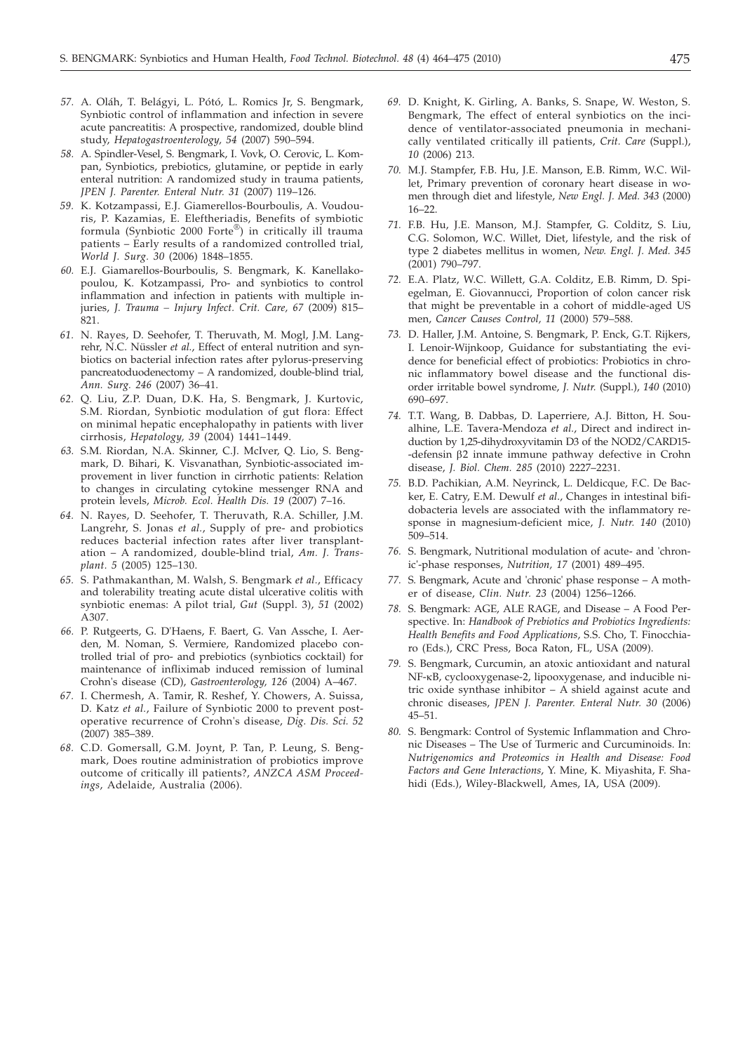57. A. Oláh, T. Belágyi, L. Pótó, L. Romics Jr, S. Bengmark, Synbiotic control of inflammation and infection in severe acute pancreatitis: A prospective, randomized, double blind study, *Hepatogastroenterology, 54* (2007) 590–594.

58. A. Spindler-Vesel, S. Bengmark, I. Vovk, O. Cerovic, L. Kompan, Synbiotics, prebiotics, glutamine, or peptide in early enteral nutrition: A randomized study in trauma patients, *JPEN J. Parenter. Enteral Nutr. 31* (2007) 119–126.

59. K. Kotzampassi, E.J. Giamerellos-Bourboulis, A. Voudouris, P. Kazamias, E. Eleftheriadis, Benefits of symbiotic formula (Synbiotic 2000 Forte®) in critically ill trauma patients – Early results of a randomized controlled trial, *World J. Surg. 30* (2006) 1848–1855.

60. E.J. Giamarellos-Bourboulis, S. Bengmark, K. Kanellakopoulou, K. Kotzampassi, Pro- and synbiotics to control inflammation and infection in patients with multiple injuries, *J. Trauma – Injury Infect. Crit. Care, 67* (2009) 815–821.

61. N. Rayes, D. Seehofer, T. Theruvath, M. Mogl, J.M. Langrehr, N.C. Nüssler *et al.*, Effect of enteral nutrition and synbiotics on bacterial infection rates after pylorus-preserving pancreatoduodenectomy – A randomized, double-blind trial, *Ann. Surg. 246* (2007) 36–41.

62. Q. Liu, Z.P. Duan, D.K. Ha, S. Bengmark, J. Kurtovic, S.M. Riordan, Synbiotic modulation of gut flora: Effect on minimal hepatic encephalopathy in patients with liver cirrhosis, *Hepatology, 39* (2004) 1441–1449.

63. S.M. Riordan, N.A. Skinner, C.J. McIver, Q. Lio, S. Bengmark, D. Bihari, K. Visvanathan, Synbiotic-associated improvement in liver function in cirrhotic patients: Relation to changes in circulating cytokine messenger RNA and protein levels, *Microb. Ecol. Health Dis. 19* (2007) 7–16.

64. N. Rayes, D. Seehofer, T. Theruvath, R.A. Schiller, J.M. Langrehr, S. Jonas *et al.*, Supply of pre- and probiotics reduces bacterial infection rates after liver transplantation – A randomized, double-blind trial, *Am. J. Transplant. 5* (2005) 125–130.

65. S. Pathmakanthan, M. Walsh, S. Bengmark *et al.*, Efficacy and tolerability treating acute distal ulcerative colitis with synbiotic enemas: A pilot trial, *Gut* (Suppl. 3), *51* (2002) A307.

66. P. Rutgeerts, G. D'Haens, F. Baert, G. Van Assche, I. Aerden, M. Noman, S. Vermiere, Randomized placebo controlled trial of pro- and prebiotics (synbiotics cocktail) for maintenance of infliximab induced remission of luminal Crohn's disease (CD), *Gastroenterology, 126* (2004) A–467.

67. I. Chermesh, A. Tamir, R. Reshef, Y. Chowers, A. Suissa, D. Katz *et al.*, Failure of Synbiotic 2000 to prevent postoperative recurrence of Crohn's disease, *Dig. Dis. Sci. 52* (2007) 385–389.

68. C.D. Gomersall, G.M. Joynt, P. Tan, P. Leung, S. Bengmark, Does routine administration of probiotics improve outcome of critically ill patients?, *ANZCA ASM Proceedings*, Adelaide, Australia (2006).

69. D. Knight, K. Girling, A. Banks, S. Snape, W. Weston, S. Bengmark, The effect of enteral synbiotics on the incidence of ventilator-associated pneumonia in mechanically ventilated critically ill patients, *Crit. Care* (Suppl.), *10* (2006) 213.

70. M.J. Stampfer, F.B. Hu, J.E. Manson, E.B. Rimm, W.C. Willet, Primary prevention of coronary heart disease in women through diet and lifestyle, *New Engl. J. Med. 343* (2000) 16–22.

71. F.B. Hu, J.E. Manson, M.J. Stampfer, G. Colditz, S. Liu, C.G. Solomon, W.C. Willet, Diet, lifestyle, and the risk of type 2 diabetes mellitus in women, *New. Engl. J. Med. 345* (2001) 790–797.

72. E.A. Platz, W.C. Willett, G.A. Colditz, E.B. Rimm, D. Spiegelman, E. Giovannucci, Proportion of colon cancer risk that might be preventable in a cohort of middle-aged US men, *Cancer Causes Control, 11* (2000) 579–588.

73. D. Haller, J.M. Antoine, S. Bengmark, P. Enck, G.T. Rijkers, I. Lenoir-Wijnkoop, Guidance for substantiating the evidence for beneficial effect of probiotics: Probiotics in chronic inflammatory bowel disease and the functional disorder irritable bowel syndrome, *J. Nutr.* (Suppl.), *140* (2010) 690–697.

74. T.T. Wang, B. Dabbas, D. Laperriere, A.J. Bitton, H. Soualhine, L.E. Tavera-Mendoza *et al.*, Direct and indirect induction by 1,25-dihydroxyvitamin D3 of the NOD2/CARD15-defensin β2 innate immune pathway defective in Crohn disease, *J. Biol. Chem. 285* (2010) 2227–2231.

75. B.D. Pachikian, A.M. Neyrinck, L. Deldicque, F.C. De Backer, E. Catry, E.M. Dewulf *et al.*, Changes in intestinal bifidobacteria levels are associated with the inflammatory response in magnesium-deficient mice, *J. Nutr. 140* (2010) 509–514.

76. S. Bengmark, Nutritional modulation of acute- and 'chronic'-phase responses, *Nutrition, 17* (2001) 489–495.

77. S. Bengmark, Acute and 'chronic' phase response – A mother of disease, *Clin. Nutr. 23* (2004) 1256–1266.

78. S. Bengmark: AGE, ALE RAGE, and Disease – A Food Perspective. In: *Handbook of Prebiotics and Probiotics Ingredients: Health Benefits and Food Applications*, S.S. Cho, T. Finocchiaro (Eds.), CRC Press, Boca Raton, FL, USA (2009).

79. S. Bengmark, Curcumin, an atoxic antioxidant and natural NF-κB, cyclooxygenase-2, lipooxygenase, and inducible nitric oxide synthase inhibitor – A shield against acute and chronic diseases, *JPEN J. Parenter. Enteral Nutr. 30* (2006) 45–51.

80. S. Bengmark: Control of Systemic Inflammation and Chronic Diseases – The Use of Turmeric and Curcuminoids. In: *Nutrigenomics and Proteomics in Health and Disease: Food Factors and Gene Interactions*, Y. Mine, K. Miyashita, F. Shahidi (Eds.), Wiley-Blackwell, Ames, IA, USA (2009).